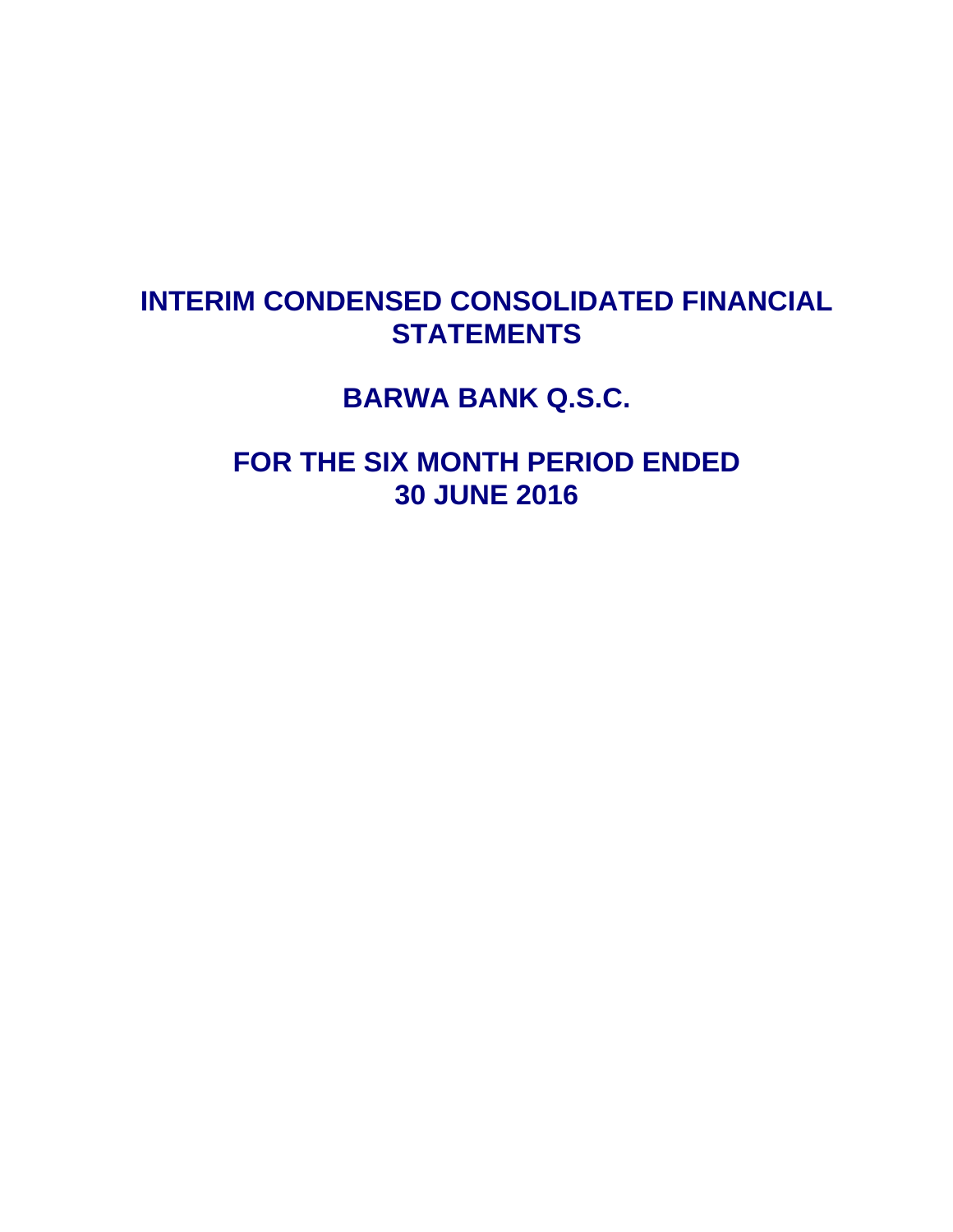# INTERIM CONDENSED CONSOLIDATED FINANCIAL STATEMENTS

# BARWA BANK Q.S.C.

# FOR THE SIX MONTH PERIOD ENDED 30 JUNE 2016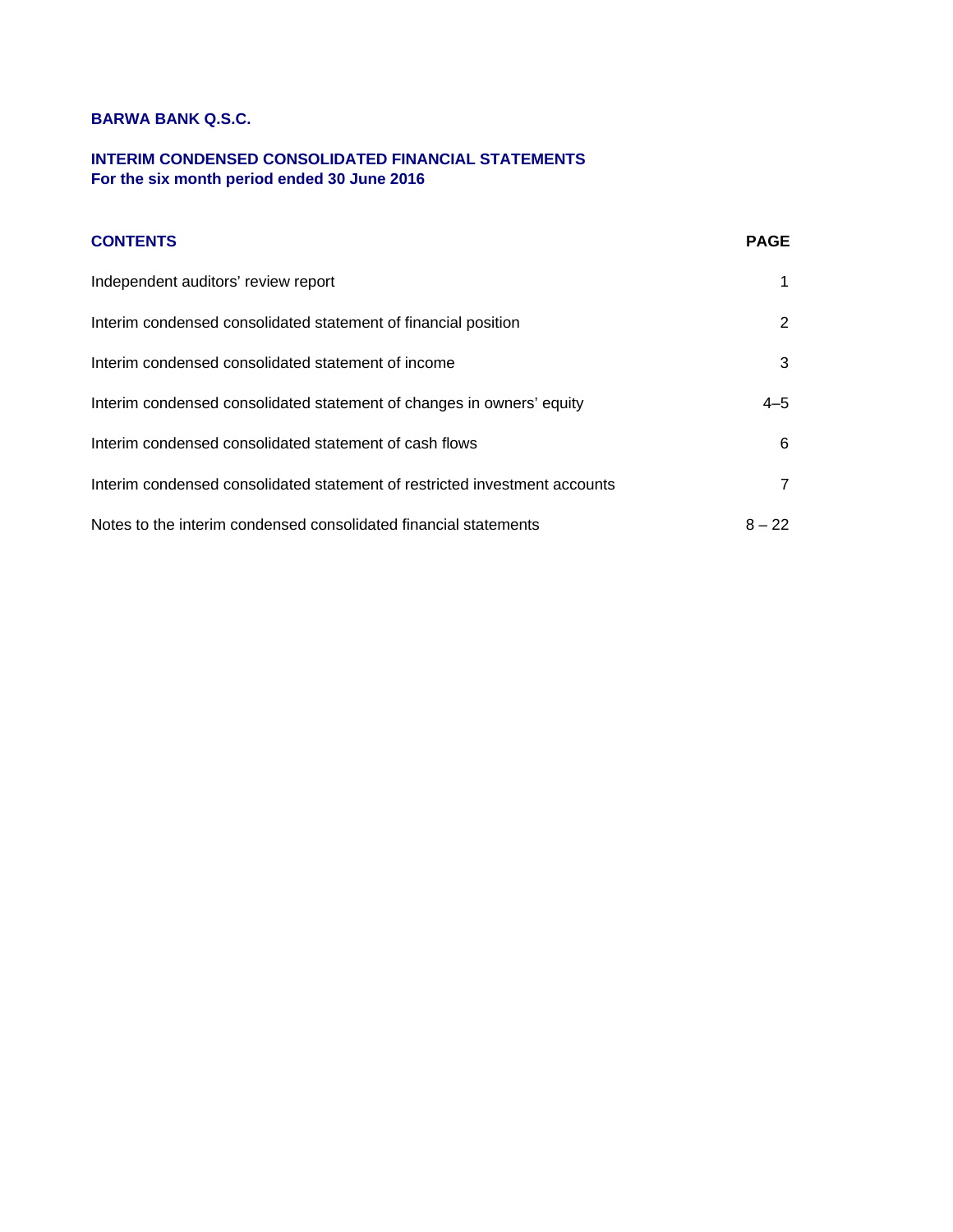**BARWA BANK Q.S.C.**

**INTERIM CONDENSED CONSOLIDATED FINANCIAL STATEMENTS**
**For the six month period ended 30 June 2016**

| **CONTENTS** | **PAGE** |
|---|---|
| Independent auditors' review report | 1 |
| Interim condensed consolidated statement of financial position | 2 |
| Interim condensed consolidated statement of income | 3 |
| Interim condensed consolidated statement of changes in owners' equity | 4–5 |
| Interim condensed consolidated statement of cash flows | 6 |
| Interim condensed consolidated statement of restricted investment accounts | 7 |
| Notes to the interim condensed consolidated financial statements | 8 – 22 |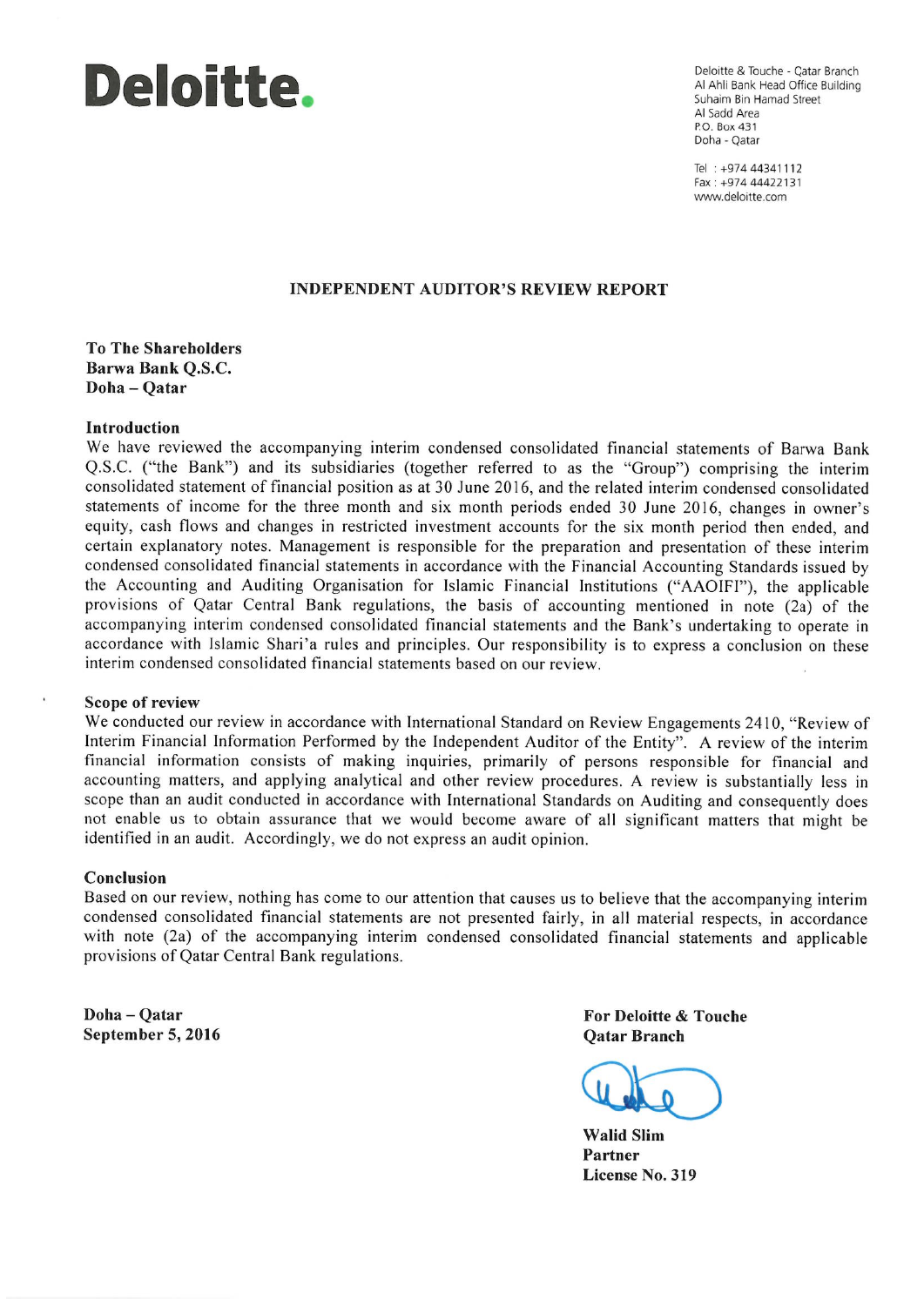Deloitte.

Deloitte & Touche - Qatar Branch
Al Ahli Bank Head Office Building
Suhaim Bin Hamad Street
Al Sadd Area
P.O. Box 431
Doha - Qatar

Tel : +974 44341112
Fax : +974 44422131
www.deloitte.com

# INDEPENDENT AUDITOR'S REVIEW REPORT

**To The Shareholders**
**Barwa Bank Q.S.C.**
**Doha – Qatar**

## Introduction

We have reviewed the accompanying interim condensed consolidated financial statements of Barwa Bank Q.S.C. ("the Bank") and its subsidiaries (together referred to as the "Group") comprising the interim consolidated statement of financial position as at 30 June 2016, and the related interim condensed consolidated statements of income for the three month and six month periods ended 30 June 2016, changes in owner's equity, cash flows and changes in restricted investment accounts for the six month period then ended, and certain explanatory notes. Management is responsible for the preparation and presentation of these interim condensed consolidated financial statements in accordance with the Financial Accounting Standards issued by the Accounting and Auditing Organisation for Islamic Financial Institutions ("AAOIFI"), the applicable provisions of Qatar Central Bank regulations, the basis of accounting mentioned in note (2a) of the accompanying interim condensed consolidated financial statements and the Bank's undertaking to operate in accordance with Islamic Shari'a rules and principles. Our responsibility is to express a conclusion on these interim condensed consolidated financial statements based on our review.

## Scope of review

We conducted our review in accordance with International Standard on Review Engagements 2410, "Review of Interim Financial Information Performed by the Independent Auditor of the Entity". A review of the interim financial information consists of making inquiries, primarily of persons responsible for financial and accounting matters, and applying analytical and other review procedures. A review is substantially less in scope than an audit conducted in accordance with International Standards on Auditing and consequently does not enable us to obtain assurance that we would become aware of all significant matters that might be identified in an audit. Accordingly, we do not express an audit opinion.

## Conclusion

Based on our review, nothing has come to our attention that causes us to believe that the accompanying interim condensed consolidated financial statements are not presented fairly, in all material respects, in accordance with note (2a) of the accompanying interim condensed consolidated financial statements and applicable provisions of Qatar Central Bank regulations.

**Doha – Qatar**
**September 5, 2016**

**For Deloitte & Touche**
**Qatar Branch**

**Walid Slim**
**Partner**
**License No. 319**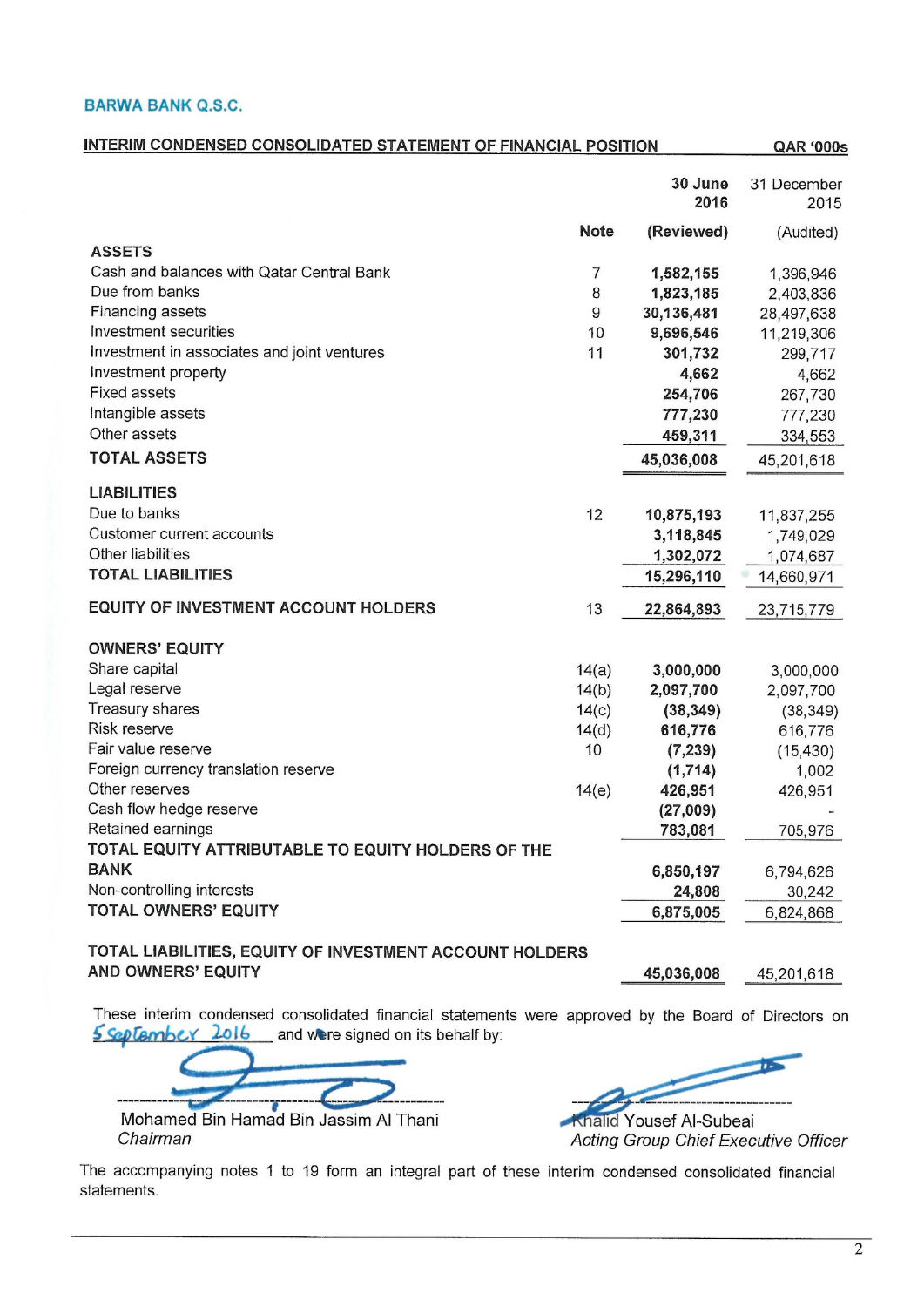**BARWA BANK Q.S.C.**

**INTERIM CONDENSED CONSOLIDATED STATEMENT OF FINANCIAL POSITION** **QAR '000s**

| | Note | 30 June 2016 (Reviewed) | 31 December 2015 (Audited) |
|---|---|---|---|
| **ASSETS** | | | |
| Cash and balances with Qatar Central Bank | 7 | **1,582,155** | 1,396,946 |
| Due from banks | 8 | **1,823,185** | 2,403,836 |
| Financing assets | 9 | **30,136,481** | 28,497,638 |
| Investment securities | 10 | **9,696,546** | 11,219,306 |
| Investment in associates and joint ventures | 11 | **301,732** | 299,717 |
| Investment property | | **4,662** | 4,662 |
| Fixed assets | | **254,706** | 267,730 |
| Intangible assets | | **777,230** | 777,230 |
| Other assets | | **459,311** | 334,553 |
| **TOTAL ASSETS** | | **45,036,008** | 45,201,618 |
| **LIABILITIES** | | | |
| Due to banks | 12 | **10,875,193** | 11,837,255 |
| Customer current accounts | | **3,118,845** | 1,749,029 |
| Other liabilities | | **1,302,072** | 1,074,687 |
| **TOTAL LIABILITIES** | | **15,296,110** | 14,660,971 |
| **EQUITY OF INVESTMENT ACCOUNT HOLDERS** | 13 | **22,864,893** | 23,715,779 |
| **OWNERS' EQUITY** | | | |
| Share capital | 14(a) | **3,000,000** | 3,000,000 |
| Legal reserve | 14(b) | **2,097,700** | 2,097,700 |
| Treasury shares | 14(c) | **(38,349)** | (38,349) |
| Risk reserve | 14(d) | **616,776** | 616,776 |
| Fair value reserve | 10 | **(7,239)** | (15,430) |
| Foreign currency translation reserve | | **(1,714)** | 1,002 |
| Other reserves | 14(e) | **426,951** | 426,951 |
| Cash flow hedge reserve | | **(27,009)** | - |
| Retained earnings | | **783,081** | 705,976 |
| **TOTAL EQUITY ATTRIBUTABLE TO EQUITY HOLDERS OF THE BANK** | | **6,850,197** | 6,794,626 |
| Non-controlling interests | | **24,808** | 30,242 |
| **TOTAL OWNERS' EQUITY** | | **6,875,005** | 6,824,868 |
| **TOTAL LIABILITIES, EQUITY OF INVESTMENT ACCOUNT HOLDERS AND OWNERS' EQUITY** | | **45,036,008** | 45,201,618 |

These interim condensed consolidated financial statements were approved by the Board of Directors on 5 September 2016 and were signed on its behalf by:

Mohamed Bin Hamad Bin Jassim Al Thani
*Chairman*

Khalid Yousef Al-Subeai
*Acting Group Chief Executive Officer*

The accompanying notes 1 to 19 form an integral part of these interim condensed consolidated financial statements.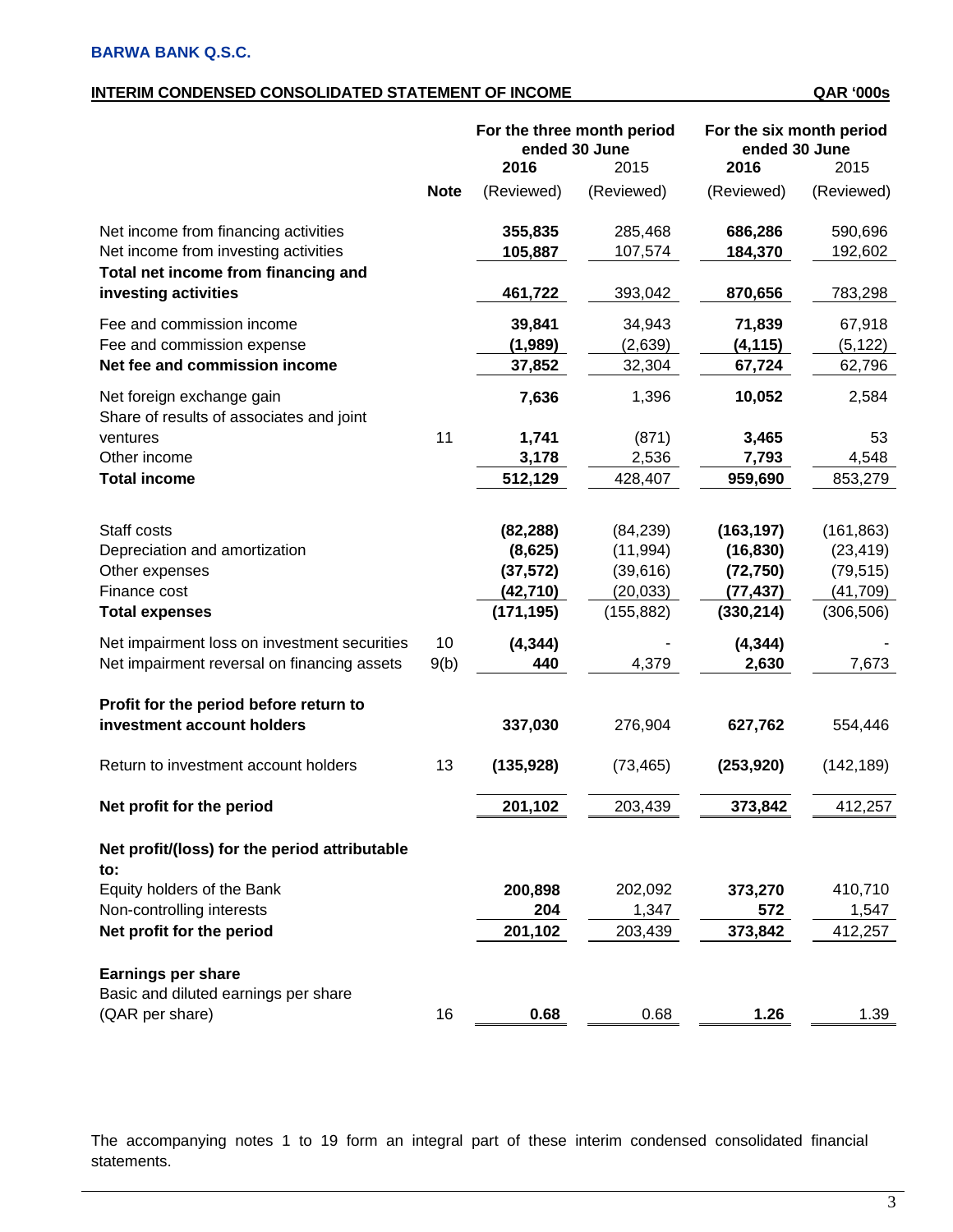**BARWA BANK Q.S.C.**

**INTERIM CONDENSED CONSOLIDATED STATEMENT OF INCOME** QAR '000s

| | Note | For the three month period ended 30 June 2016 | 2015 | For the six month period ended 30 June 2016 | 2015 |
|---|---|---|---|---|---|
| | | (Reviewed) | (Reviewed) | (Reviewed) | (Reviewed) |
| Net income from financing activities | | **355,835** | 285,468 | **686,286** | 590,696 |
| Net income from investing activities | | **105,887** | 107,574 | **184,370** | 192,602 |
| **Total net income from financing and investing activities** | | **461,722** | 393,042 | **870,656** | 783,298 |
| Fee and commission income | | **39,841** | 34,943 | **71,839** | 67,918 |
| Fee and commission expense | | **(1,989)** | (2,639) | **(4,115)** | (5,122) |
| **Net fee and commission income** | | **37,852** | 32,304 | **67,724** | 62,796 |
| Net foreign exchange gain | | **7,636** | 1,396 | **10,052** | 2,584 |
| Share of results of associates and joint ventures | 11 | **1,741** | (871) | **3,465** | 53 |
| Other income | | **3,178** | 2,536 | **7,793** | 4,548 |
| **Total income** | | **512,129** | 428,407 | **959,690** | 853,279 |
| Staff costs | | **(82,288)** | (84,239) | **(163,197)** | (161,863) |
| Depreciation and amortization | | **(8,625)** | (11,994) | **(16,830)** | (23,419) |
| Other expenses | | **(37,572)** | (39,616) | **(72,750)** | (79,515) |
| Finance cost | | **(42,710)** | (20,033) | **(77,437)** | (41,709) |
| **Total expenses** | | **(171,195)** | (155,882) | **(330,214)** | (306,506) |
| Net impairment loss on investment securities | 10 | **(4,344)** | - | **(4,344)** | - |
| Net impairment reversal on financing assets | 9(b) | **440** | 4,379 | **2,630** | 7,673 |
| **Profit for the period before return to investment account holders** | | **337,030** | 276,904 | **627,762** | 554,446 |
| Return to investment account holders | 13 | **(135,928)** | (73,465) | **(253,920)** | (142,189) |
| **Net profit for the period** | | **201,102** | 203,439 | **373,842** | 412,257 |
| **Net profit/(loss) for the period attributable to:** | | | | | |
| Equity holders of the Bank | | **200,898** | 202,092 | **373,270** | 410,710 |
| Non-controlling interests | | **204** | 1,347 | **572** | 1,547 |
| **Net profit for the period** | | **201,102** | 203,439 | **373,842** | 412,257 |
| **Earnings per share** | | | | | |
| Basic and diluted earnings per share (QAR per share) | 16 | **0.68** | 0.68 | **1.26** | 1.39 |

The accompanying notes 1 to 19 form an integral part of these interim condensed consolidated financial statements.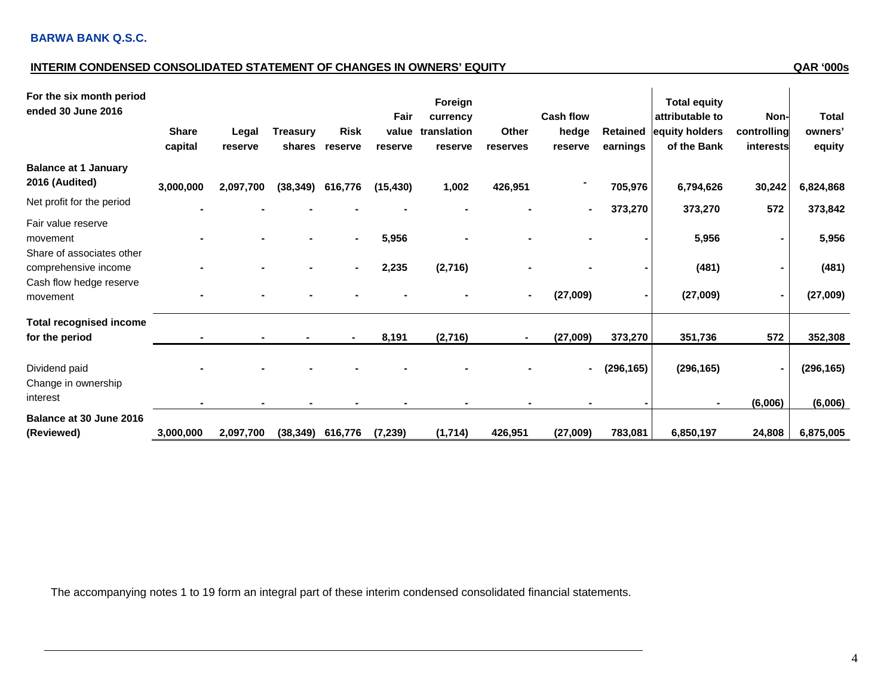**BARWA BANK Q.S.C.**

**INTERIM CONDENSED CONSOLIDATED STATEMENT OF CHANGES IN OWNERS' EQUITY**

QAR '000s

| For the six month period ended 30 June 2016 | Share capital | Legal reserve | Treasury shares | Risk reserve | Fair value reserve | Foreign currency translation reserve | Other reserves | Cash flow hedge reserve | Retained earnings | Total equity attributable to equity holders of the Bank | Non-controlling interests | Total owners' equity |
|---|---|---|---|---|---|---|---|---|---|---|---|---|
| **Balance at 1 January 2016 (Audited)** | **3,000,000** | **2,097,700** | **(38,349)** | **616,776** | **(15,430)** | **1,002** | **426,951** | **-** | **705,976** | **6,794,626** | **30,242** | **6,824,868** |
| Net profit for the period | **-** | **-** | **-** | **-** | **-** | **-** | **-** | **-** | **373,270** | **373,270** | **572** | **373,842** |
| Fair value reserve movement | **-** | **-** | **-** | **-** | **5,956** | **-** | **-** | **-** | **-** | **5,956** | **-** | **5,956** |
| Share of associates other comprehensive income | **-** | **-** | **-** | **-** | **2,235** | **(2,716)** | **-** | **-** | **-** | **(481)** | **-** | **(481)** |
| Cash flow hedge reserve movement | **-** | **-** | **-** | **-** | **-** | **-** | **-** | **(27,009)** | **-** | **(27,009)** | **-** | **(27,009)** |
| **Total recognised income for the period** | **-** | **-** | **-** | **-** | **8,191** | **(2,716)** | **-** | **(27,009)** | **373,270** | **351,736** | **572** | **352,308** |
| Dividend paid | **-** | **-** | **-** | **-** | **-** | **-** | **-** | **-** | **(296,165)** | **(296,165)** | **-** | **(296,165)** |
| Change in ownership interest | **-** | **-** | **-** | **-** | **-** | **-** | **-** | **-** | **-** | **-** | **(6,006)** | **(6,006)** |
| **Balance at 30 June 2016 (Reviewed)** | **3,000,000** | **2,097,700** | **(38,349)** | **616,776** | **(7,239)** | **(1,714)** | **426,951** | **(27,009)** | **783,081** | **6,850,197** | **24,808** | **6,875,005** |

The accompanying notes 1 to 19 form an integral part of these interim condensed consolidated financial statements.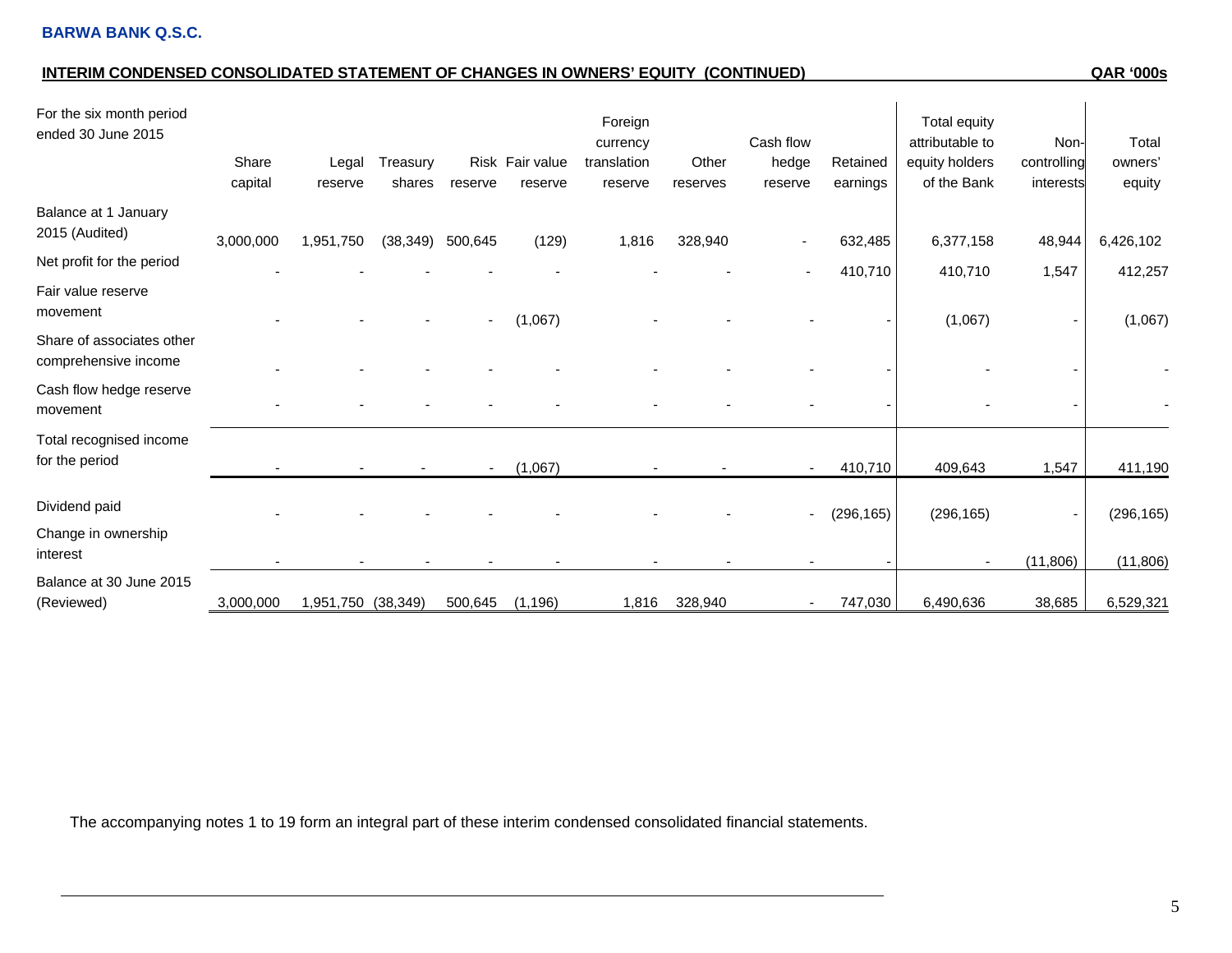**BARWA BANK Q.S.C.**

**INTERIM CONDENSED CONSOLIDATED STATEMENT OF CHANGES IN OWNERS' EQUITY (CONTINUED)** **QAR '000s**

| For the six month period ended 30 June 2015 | Share capital | Legal reserve | Treasury shares | Risk reserve | Fair value reserve | Foreign currency translation reserve | Other reserves | Cash flow hedge reserve | Retained earnings | Total equity attributable to equity holders of the Bank | Non-controlling interests | Total owners' equity |
|---|---|---|---|---|---|---|---|---|---|---|---|---|
| Balance at 1 January 2015 (Audited) | 3,000,000 | 1,951,750 | (38,349) | 500,645 | (129) | 1,816 | 328,940 | - | 632,485 | 6,377,158 | 48,944 | 6,426,102 |
| Net profit for the period | - | - | - | - | - | - | - | - | 410,710 | 410,710 | 1,547 | 412,257 |
| Fair value reserve movement | - | - | - | - | (1,067) | - | - | - | - | (1,067) | - | (1,067) |
| Share of associates other comprehensive income | - | - | - | - | - | - | - | - | - | - | - | - |
| Cash flow hedge reserve movement | - | - | - | - | - | - | - | - | - | - | - | - |
| Total recognised income for the period | - | - | - | - | (1,067) | - | - | - | 410,710 | 409,643 | 1,547 | 411,190 |
| Dividend paid | - | - | - | - | - | - | - | - | (296,165) | (296,165) | - | (296,165) |
| Change in ownership interest | - | - | - | - | - | - | - | - | - | - | (11,806) | (11,806) |
| Balance at 30 June 2015 (Reviewed) | 3,000,000 | 1,951,750 | (38,349) | 500,645 | (1,196) | 1,816 | 328,940 | - | 747,030 | 6,490,636 | 38,685 | 6,529,321 |

The accompanying notes 1 to 19 form an integral part of these interim condensed consolidated financial statements.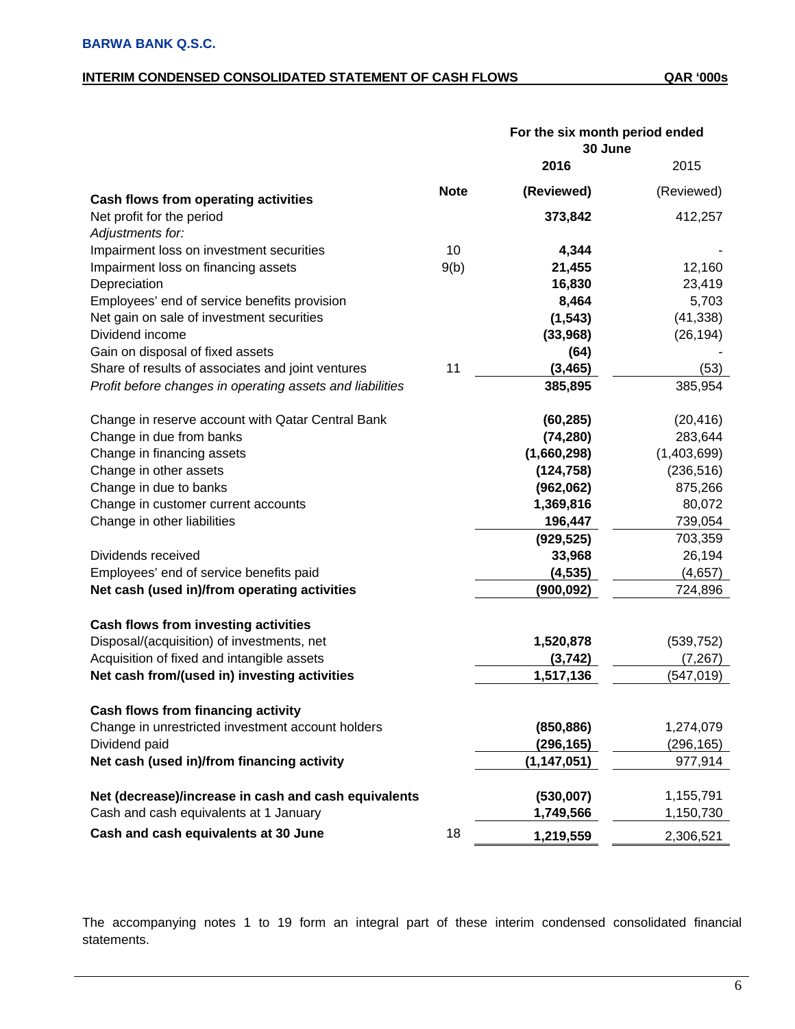**BARWA BANK Q.S.C.**

**INTERIM CONDENSED CONSOLIDATED STATEMENT OF CASH FLOWS** — **QAR '000s**

| | Note | For the six month period ended 30 June 2016 (Reviewed) | 2015 (Reviewed) |
|---|---|---|---|
| **Cash flows from operating activities** | | | |
| Net profit for the period | | **373,842** | 412,257 |
| *Adjustments for:* | | | |
| Impairment loss on investment securities | 10 | **4,344** | - |
| Impairment loss on financing assets | 9(b) | **21,455** | 12,160 |
| Depreciation | | **16,830** | 23,419 |
| Employees' end of service benefits provision | | **8,464** | 5,703 |
| Net gain on sale of investment securities | | **(1,543)** | (41,338) |
| Dividend income | | **(33,968)** | (26,194) |
| Gain on disposal of fixed assets | | **(64)** | - |
| Share of results of associates and joint ventures | 11 | **(3,465)** | (53) |
| *Profit before changes in operating assets and liabilities* | | **385,895** | 385,954 |
| Change in reserve account with Qatar Central Bank | | **(60,285)** | (20,416) |
| Change in due from banks | | **(74,280)** | 283,644 |
| Change in financing assets | | **(1,660,298)** | (1,403,699) |
| Change in other assets | | **(124,758)** | (236,516) |
| Change in due to banks | | **(962,062)** | 875,266 |
| Change in customer current accounts | | **1,369,816** | 80,072 |
| Change in other liabilities | | **196,447** | 739,054 |
| | | **(929,525)** | 703,359 |
| Dividends received | | **33,968** | 26,194 |
| Employees' end of service benefits paid | | **(4,535)** | (4,657) |
| **Net cash (used in)/from operating activities** | | **(900,092)** | 724,896 |
| **Cash flows from investing activities** | | | |
| Disposal/(acquisition) of investments, net | | **1,520,878** | (539,752) |
| Acquisition of fixed and intangible assets | | **(3,742)** | (7,267) |
| **Net cash from/(used in) investing activities** | | **1,517,136** | (547,019) |
| **Cash flows from financing activity** | | | |
| Change in unrestricted investment account holders | | **(850,886)** | 1,274,079 |
| Dividend paid | | **(296,165)** | (296,165) |
| **Net cash (used in)/from financing activity** | | **(1,147,051)** | 977,914 |
| **Net (decrease)/increase in cash and cash equivalents** | | **(530,007)** | 1,155,791 |
| Cash and cash equivalents at 1 January | | **1,749,566** | 1,150,730 |
| **Cash and cash equivalents at 30 June** | 18 | **1,219,559** | 2,306,521 |

The accompanying notes 1 to 19 form an integral part of these interim condensed consolidated financial statements.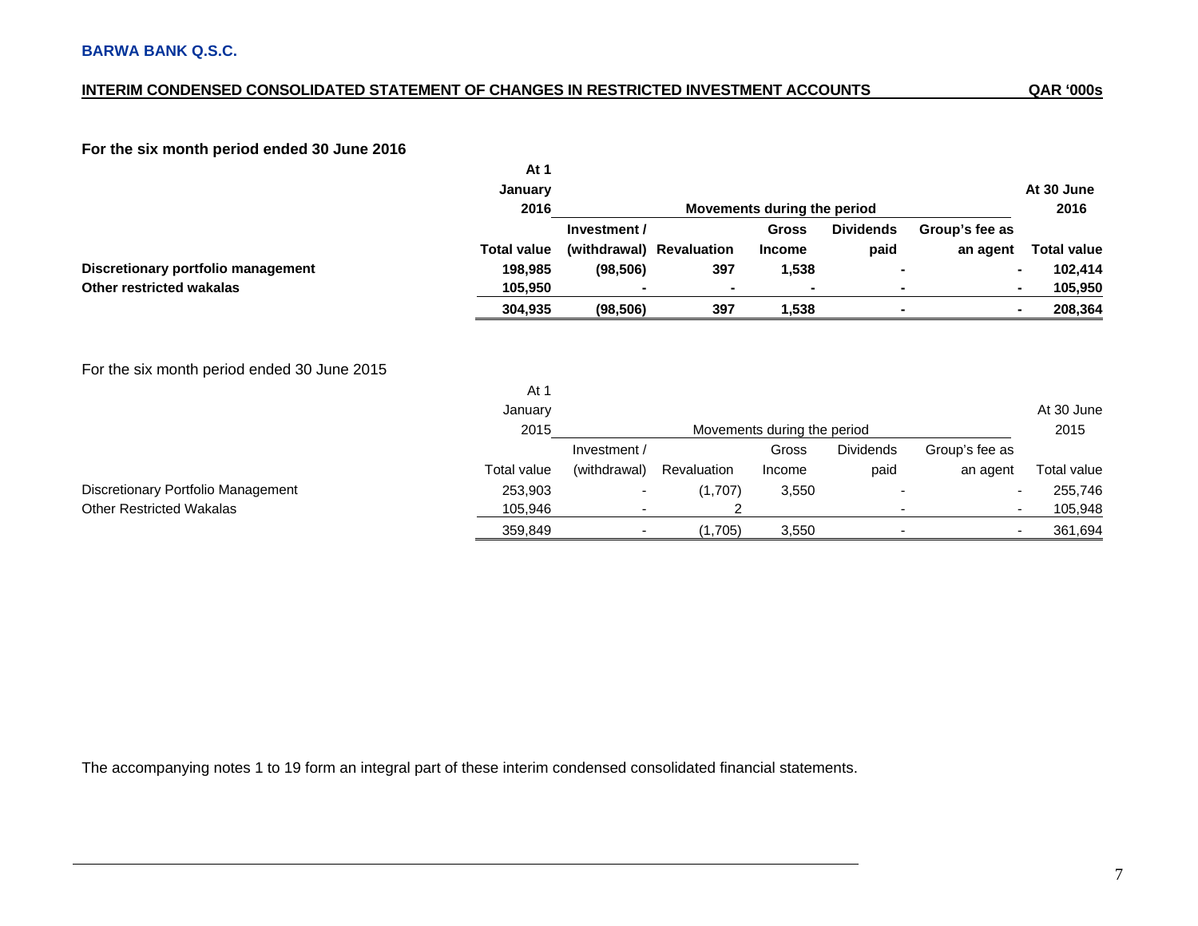**BARWA BANK Q.S.C.**

**INTERIM CONDENSED CONSOLIDATED STATEMENT OF CHANGES IN RESTRICTED INVESTMENT ACCOUNTS** — QAR '000s

**For the six month period ended 30 June 2016**

| | At 1 January 2016 | Movements during the period | | | | | At 30 June 2016 |
|---|---|---|---|---|---|---|---|
| | Total value | Investment / (withdrawal) | Revaluation | Gross Income | Dividends paid | Group's fee as an agent | Total value |
| **Discretionary portfolio management** | **198,985** | **(98,506)** | **397** | **1,538** | **-** | **-** | **102,414** |
| **Other restricted wakalas** | **105,950** | **-** | **-** | **-** | **-** | **-** | **105,950** |
| | **304,935** | **(98,506)** | **397** | **1,538** | **-** | **-** | **208,364** |

For the six month period ended 30 June 2015

| | At 1 January 2015 | Movements during the period | | | | | At 30 June 2015 |
|---|---|---|---|---|---|---|---|
| | Total value | Investment / (withdrawal) | Revaluation | Gross Income | Dividends paid | Group's fee as an agent | Total value |
| Discretionary Portfolio Management | 253,903 | - | (1,707) | 3,550 | - | - | 255,746 |
| Other Restricted Wakalas | 105,946 | - | 2 | | - | - | 105,948 |
| | 359,849 | - | (1,705) | 3,550 | - | - | 361,694 |

The accompanying notes 1 to 19 form an integral part of these interim condensed consolidated financial statements.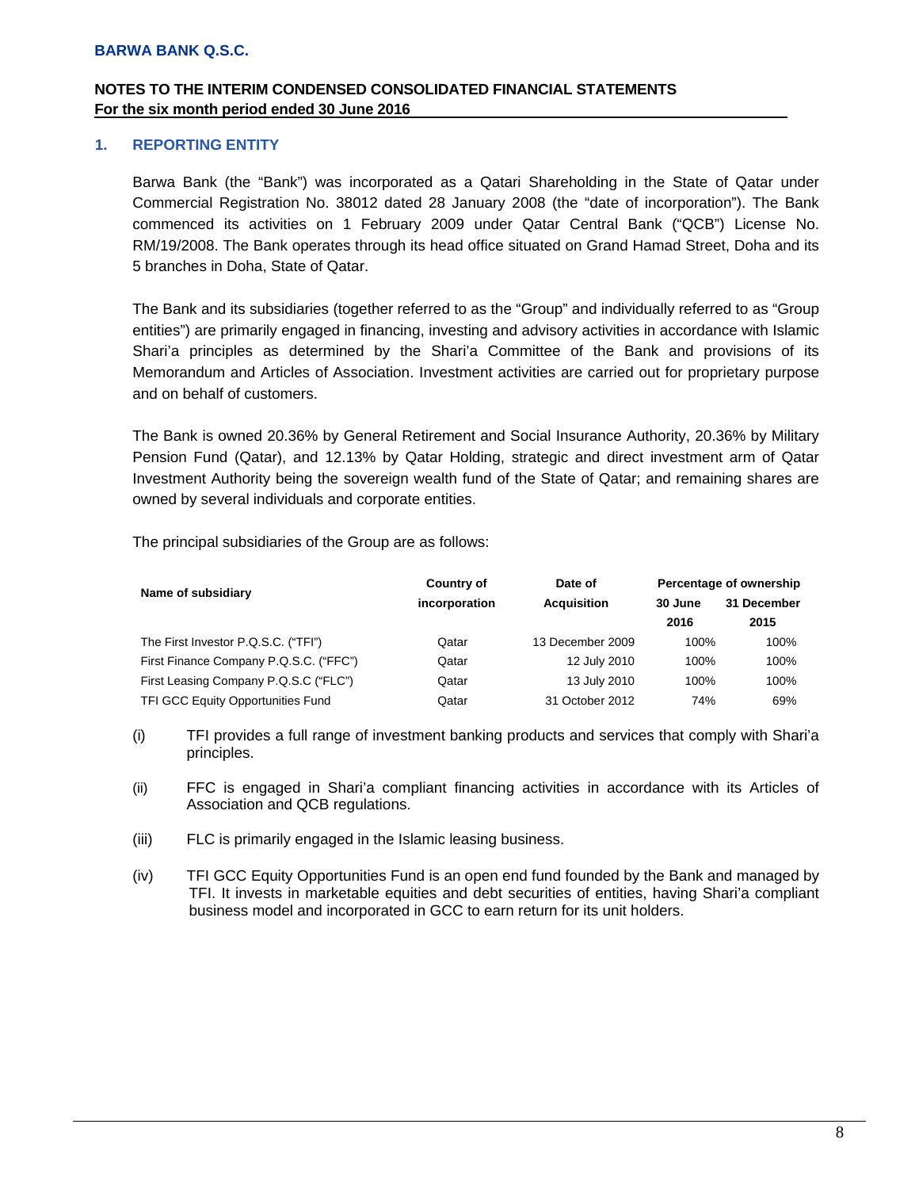# BARWA BANK Q.S.C.

## NOTES TO THE INTERIM CONDENSED CONSOLIDATED FINANCIAL STATEMENTS
**For the six month period ended 30 June 2016**

### 1. REPORTING ENTITY

Barwa Bank (the "Bank") was incorporated as a Qatari Shareholding in the State of Qatar under Commercial Registration No. 38012 dated 28 January 2008 (the "date of incorporation"). The Bank commenced its activities on 1 February 2009 under Qatar Central Bank ("QCB") License No. RM/19/2008. The Bank operates through its head office situated on Grand Hamad Street, Doha and its 5 branches in Doha, State of Qatar.

The Bank and its subsidiaries (together referred to as the "Group" and individually referred to as "Group entities") are primarily engaged in financing, investing and advisory activities in accordance with Islamic Shari'a principles as determined by the Shari'a Committee of the Bank and provisions of its Memorandum and Articles of Association. Investment activities are carried out for proprietary purpose and on behalf of customers.

The Bank is owned 20.36% by General Retirement and Social Insurance Authority, 20.36% by Military Pension Fund (Qatar), and 12.13% by Qatar Holding, strategic and direct investment arm of Qatar Investment Authority being the sovereign wealth fund of the State of Qatar; and remaining shares are owned by several individuals and corporate entities.

The principal subsidiaries of the Group are as follows:

| Name of subsidiary | Country of incorporation | Date of Acquisition | Percentage of ownership | |
|---|---|---|---|---|
| | | | 30 June 2016 | 31 December 2015 |
| The First Investor P.Q.S.C. ("TFI") | Qatar | 13 December 2009 | 100% | 100% |
| First Finance Company P.Q.S.C. ("FFC") | Qatar | 12 July 2010 | 100% | 100% |
| First Leasing Company P.Q.S.C ("FLC") | Qatar | 13 July 2010 | 100% | 100% |
| TFI GCC Equity Opportunities Fund | Qatar | 31 October 2012 | 74% | 69% |

(i) TFI provides a full range of investment banking products and services that comply with Shari'a principles.

(ii) FFC is engaged in Shari'a compliant financing activities in accordance with its Articles of Association and QCB regulations.

(iii) FLC is primarily engaged in the Islamic leasing business.

(iv) TFI GCC Equity Opportunities Fund is an open end fund founded by the Bank and managed by TFI. It invests in marketable equities and debt securities of entities, having Shari'a compliant business model and incorporated in GCC to earn return for its unit holders.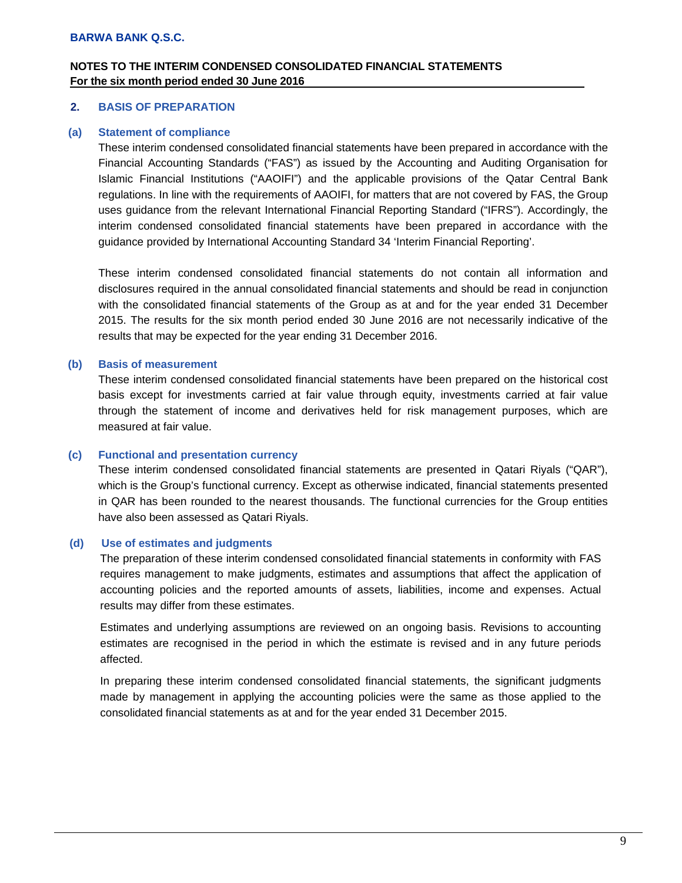## 2. BASIS OF PREPARATION

### (a) Statement of compliance

These interim condensed consolidated financial statements have been prepared in accordance with the Financial Accounting Standards ("FAS") as issued by the Accounting and Auditing Organisation for Islamic Financial Institutions ("AAOIFI") and the applicable provisions of the Qatar Central Bank regulations. In line with the requirements of AAOIFI, for matters that are not covered by FAS, the Group uses guidance from the relevant International Financial Reporting Standard ("IFRS"). Accordingly, the interim condensed consolidated financial statements have been prepared in accordance with the guidance provided by International Accounting Standard 34 'Interim Financial Reporting'.

These interim condensed consolidated financial statements do not contain all information and disclosures required in the annual consolidated financial statements and should be read in conjunction with the consolidated financial statements of the Group as at and for the year ended 31 December 2015. The results for the six month period ended 30 June 2016 are not necessarily indicative of the results that may be expected for the year ending 31 December 2016.

### (b) Basis of measurement

These interim condensed consolidated financial statements have been prepared on the historical cost basis except for investments carried at fair value through equity, investments carried at fair value through the statement of income and derivatives held for risk management purposes, which are measured at fair value.

### (c) Functional and presentation currency

These interim condensed consolidated financial statements are presented in Qatari Riyals ("QAR"), which is the Group's functional currency. Except as otherwise indicated, financial statements presented in QAR has been rounded to the nearest thousands. The functional currencies for the Group entities have also been assessed as Qatari Riyals.

### (d) Use of estimates and judgments

The preparation of these interim condensed consolidated financial statements in conformity with FAS requires management to make judgments, estimates and assumptions that affect the application of accounting policies and the reported amounts of assets, liabilities, income and expenses. Actual results may differ from these estimates.

Estimates and underlying assumptions are reviewed on an ongoing basis. Revisions to accounting estimates are recognised in the period in which the estimate is revised and in any future periods affected.

In preparing these interim condensed consolidated financial statements, the significant judgments made by management in applying the accounting policies were the same as those applied to the consolidated financial statements as at and for the year ended 31 December 2015.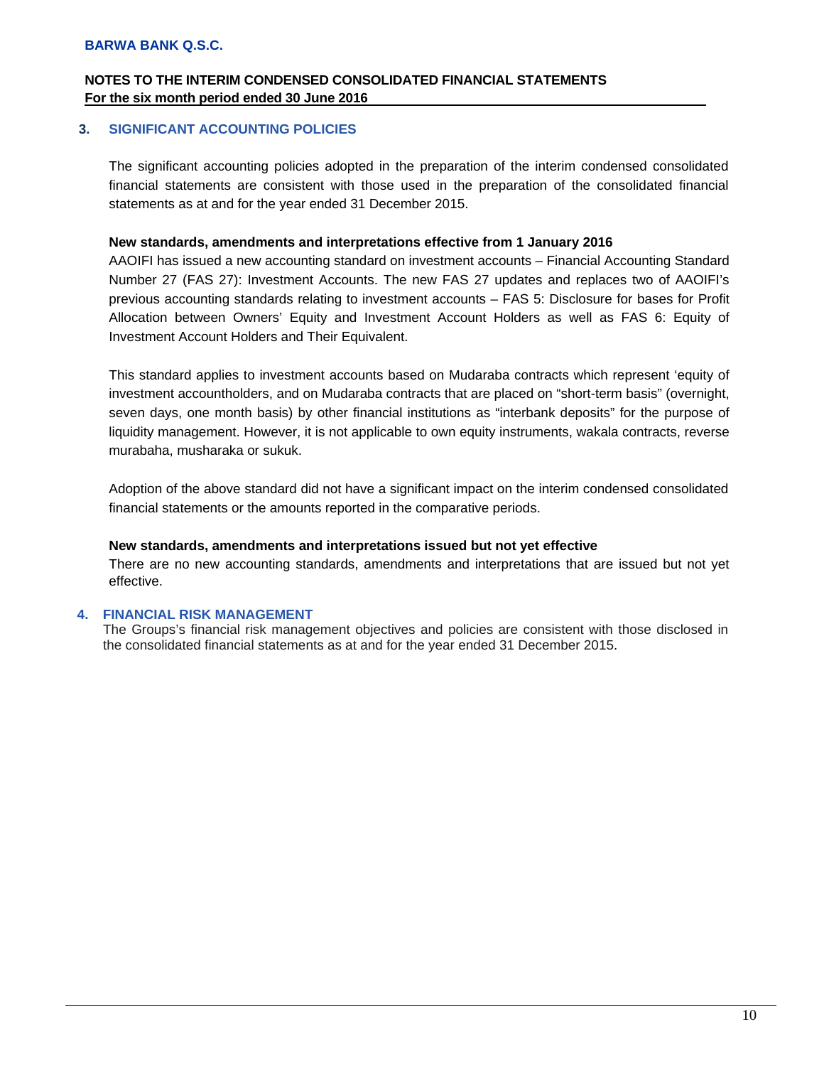## 3. SIGNIFICANT ACCOUNTING POLICIES

The significant accounting policies adopted in the preparation of the interim condensed consolidated financial statements are consistent with those used in the preparation of the consolidated financial statements as at and for the year ended 31 December 2015.

**New standards, amendments and interpretations effective from 1 January 2016**

AAOIFI has issued a new accounting standard on investment accounts – Financial Accounting Standard Number 27 (FAS 27): Investment Accounts. The new FAS 27 updates and replaces two of AAOIFI's previous accounting standards relating to investment accounts – FAS 5: Disclosure for bases for Profit Allocation between Owners' Equity and Investment Account Holders as well as FAS 6: Equity of Investment Account Holders and Their Equivalent.

This standard applies to investment accounts based on Mudaraba contracts which represent 'equity of investment accountholders, and on Mudaraba contracts that are placed on "short-term basis" (overnight, seven days, one month basis) by other financial institutions as "interbank deposits" for the purpose of liquidity management. However, it is not applicable to own equity instruments, wakala contracts, reverse murabaha, musharaka or sukuk.

Adoption of the above standard did not have a significant impact on the interim condensed consolidated financial statements or the amounts reported in the comparative periods.

**New standards, amendments and interpretations issued but not yet effective**

There are no new accounting standards, amendments and interpretations that are issued but not yet effective.

## 4. FINANCIAL RISK MANAGEMENT

The Groups's financial risk management objectives and policies are consistent with those disclosed in the consolidated financial statements as at and for the year ended 31 December 2015.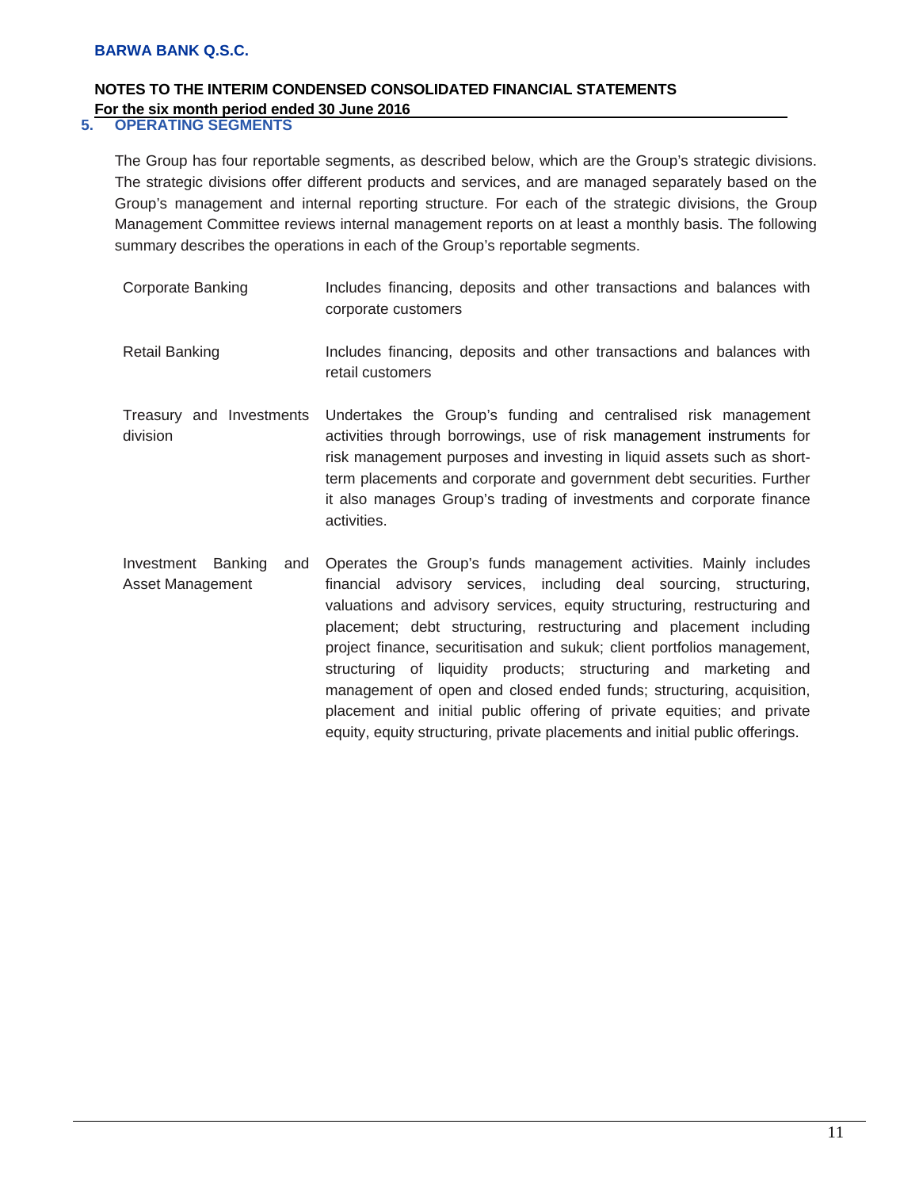## 5. OPERATING SEGMENTS

The Group has four reportable segments, as described below, which are the Group's strategic divisions. The strategic divisions offer different products and services, and are managed separately based on the Group's management and internal reporting structure. For each of the strategic divisions, the Group Management Committee reviews internal management reports on at least a monthly basis. The following summary describes the operations in each of the Group's reportable segments.

| | |
|---|---|
| Corporate Banking | Includes financing, deposits and other transactions and balances with corporate customers |
| Retail Banking | Includes financing, deposits and other transactions and balances with retail customers |
| Treasury and Investments division | Undertakes the Group's funding and centralised risk management activities through borrowings, use of risk management instruments for risk management purposes and investing in liquid assets such as short-term placements and corporate and government debt securities. Further it also manages Group's trading of investments and corporate finance activities. |
| Investment Banking and Asset Management | Operates the Group's funds management activities. Mainly includes financial advisory services, including deal sourcing, structuring, valuations and advisory services, equity structuring, restructuring and placement; debt structuring, restructuring and placement including project finance, securitisation and sukuk; client portfolios management, structuring of liquidity products; structuring and marketing and management of open and closed ended funds; structuring, acquisition, placement and initial public offering of private equities; and private equity, equity structuring, private placements and initial public offerings. |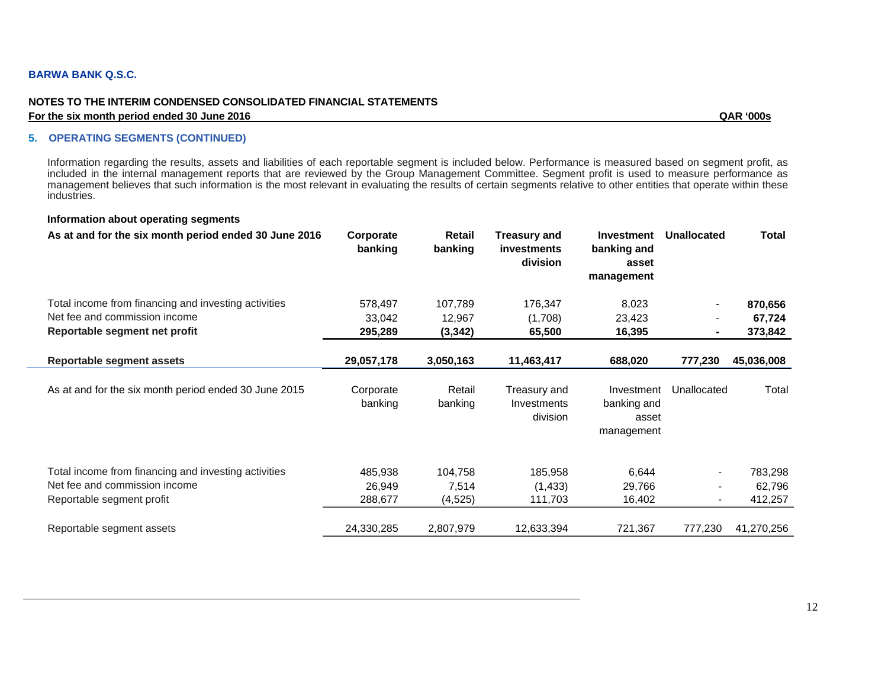**BARWA BANK Q.S.C.**

**NOTES TO THE INTERIM CONDENSED CONSOLIDATED FINANCIAL STATEMENTS**

**For the six month period ended 30 June 2016** **QAR '000s**

## 5. OPERATING SEGMENTS (CONTINUED)

Information regarding the results, assets and liabilities of each reportable segment is included below. Performance is measured based on segment profit, as included in the internal management reports that are reviewed by the Group Management Committee. Segment profit is used to measure performance as management believes that such information is the most relevant in evaluating the results of certain segments relative to other entities that operate within these industries.

**Information about operating segments**

| **As at and for the six month period ended 30 June 2016** | **Corporate banking** | **Retail banking** | **Treasury and investments division** | **Investment banking and asset management** | **Unallocated** | **Total** |
|---|---|---|---|---|---|---|
| Total income from financing and investing activities | 578,497 | 107,789 | 176,347 | 8,023 | - | **870,656** |
| Net fee and commission income | 33,042 | 12,967 | (1,708) | 23,423 | - | **67,724** |
| **Reportable segment net profit** | **295,289** | **(3,342)** | **65,500** | **16,395** | **-** | **373,842** |
| **Reportable segment assets** | **29,057,178** | **3,050,163** | **11,463,417** | **688,020** | **777,230** | **45,036,008** |

| As at and for the six month period ended 30 June 2015 | Corporate banking | Retail banking | Treasury and Investments division | Investment banking and asset management | Unallocated | Total |
|---|---|---|---|---|---|---|
| Total income from financing and investing activities | 485,938 | 104,758 | 185,958 | 6,644 | - | 783,298 |
| Net fee and commission income | 26,949 | 7,514 | (1,433) | 29,766 | - | 62,796 |
| Reportable segment profit | 288,677 | (4,525) | 111,703 | 16,402 | - | 412,257 |
| Reportable segment assets | 24,330,285 | 2,807,979 | 12,633,394 | 721,367 | 777,230 | 41,270,256 |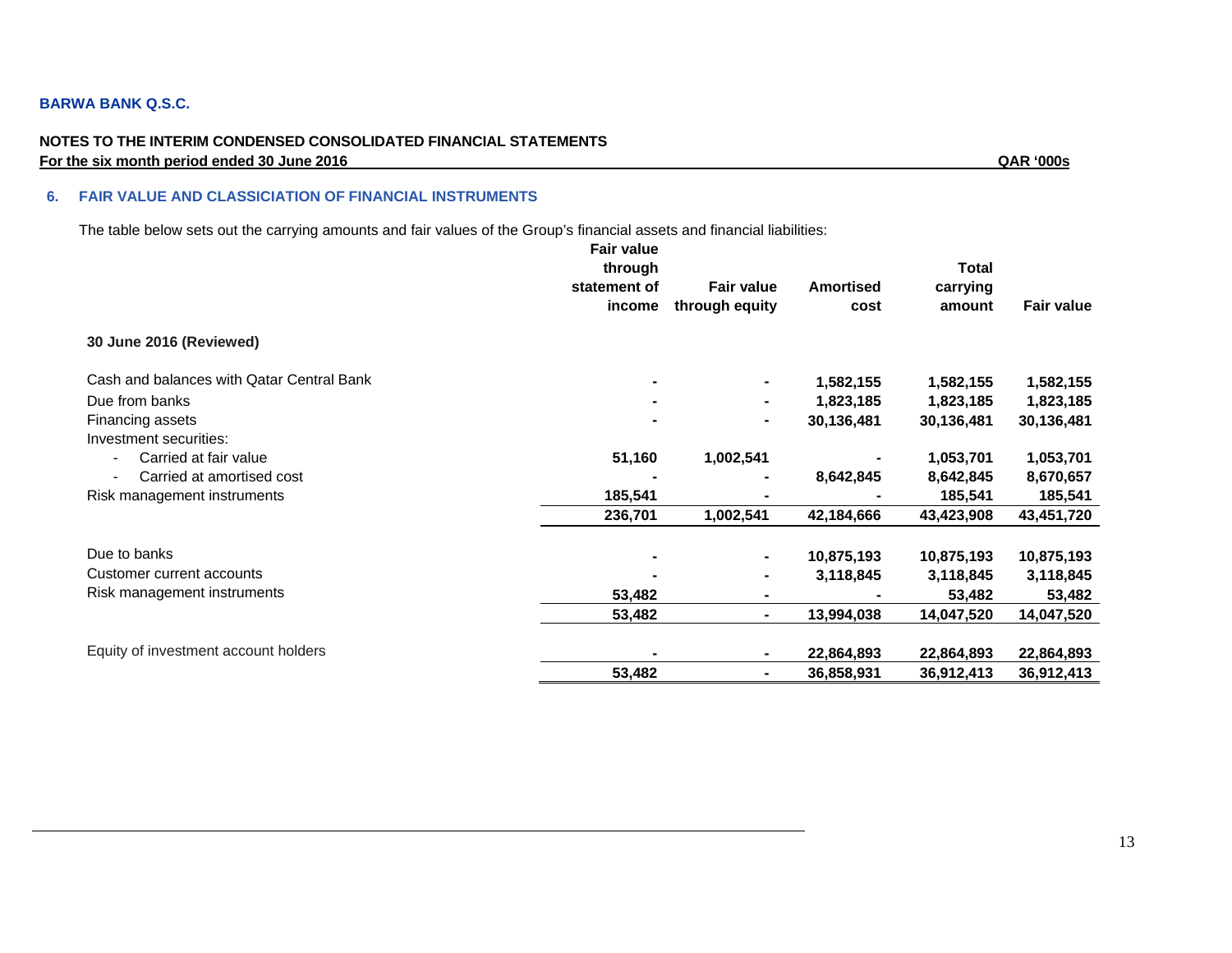**BARWA BANK Q.S.C.**

**NOTES TO THE INTERIM CONDENSED CONSOLIDATED FINANCIAL STATEMENTS**
**For the six month period ended 30 June 2016** **QAR '000s**

## 6. FAIR VALUE AND CLASSICIATION OF FINANCIAL INSTRUMENTS

The table below sets out the carrying amounts and fair values of the Group's financial assets and financial liabilities:

| | Fair value through statement of income | Fair value through equity | Amortised cost | Total carrying amount | Fair value |
|---|---|---|---|---|---|
| **30 June 2016 (Reviewed)** | | | | | |
| Cash and balances with Qatar Central Bank | - | - | 1,582,155 | 1,582,155 | 1,582,155 |
| Due from banks | - | - | 1,823,185 | 1,823,185 | 1,823,185 |
| Financing assets | - | - | 30,136,481 | 30,136,481 | 30,136,481 |
| Investment securities: | | | | | |
| - Carried at fair value | 51,160 | 1,002,541 | - | 1,053,701 | 1,053,701 |
| - Carried at amortised cost | - | - | 8,642,845 | 8,642,845 | 8,670,657 |
| Risk management instruments | 185,541 | - | - | 185,541 | 185,541 |
| | 236,701 | 1,002,541 | 42,184,666 | 43,423,908 | 43,451,720 |
| Due to banks | - | - | 10,875,193 | 10,875,193 | 10,875,193 |
| Customer current accounts | - | - | 3,118,845 | 3,118,845 | 3,118,845 |
| Risk management instruments | 53,482 | - | - | 53,482 | 53,482 |
| | 53,482 | - | 13,994,038 | 14,047,520 | 14,047,520 |
| Equity of investment account holders | - | - | 22,864,893 | 22,864,893 | 22,864,893 |
| | 53,482 | - | 36,858,931 | 36,912,413 | 36,912,413 |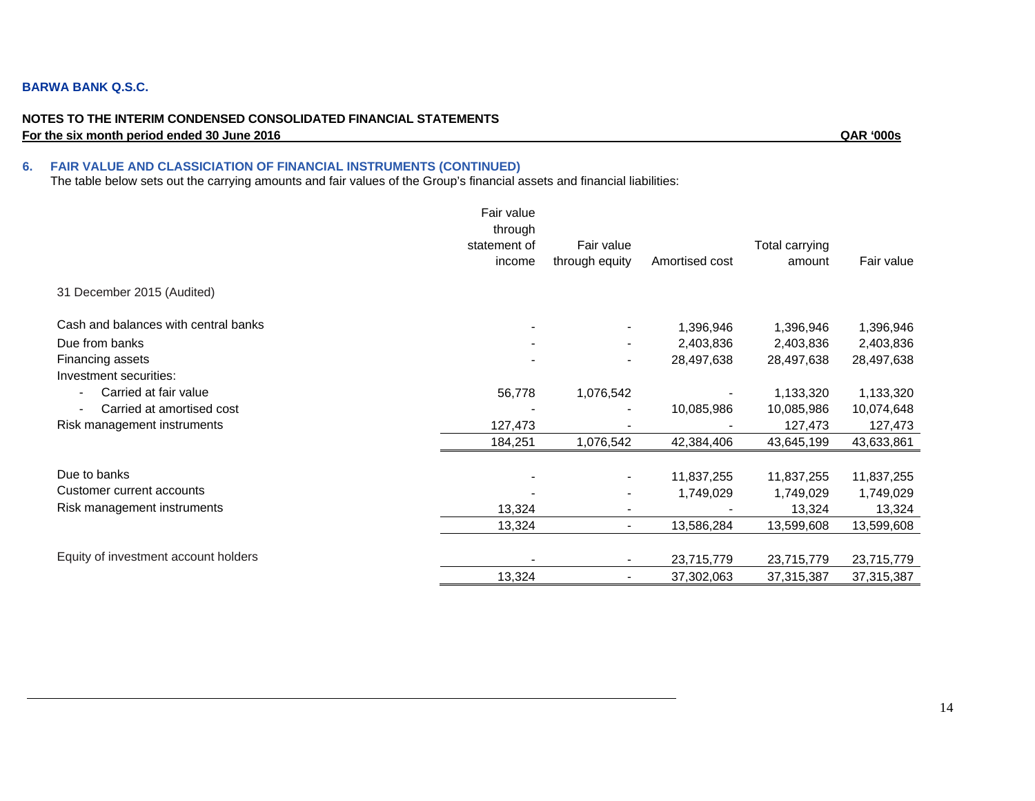**BARWA BANK Q.S.C.**

**NOTES TO THE INTERIM CONDENSED CONSOLIDATED FINANCIAL STATEMENTS**
**For the six month period ended 30 June 2016** **QAR '000s**

### 6. FAIR VALUE AND CLASSICIATION OF FINANCIAL INSTRUMENTS (CONTINUED)

The table below sets out the carrying amounts and fair values of the Group's financial assets and financial liabilities:

| | Fair value through statement of income | Fair value through equity | Amortised cost | Total carrying amount | Fair value |
|---|---|---|---|---|---|
| 31 December 2015 (Audited) | | | | | |
| Cash and balances with central banks | - | - | 1,396,946 | 1,396,946 | 1,396,946 |
| Due from banks | - | - | 2,403,836 | 2,403,836 | 2,403,836 |
| Financing assets | - | - | 28,497,638 | 28,497,638 | 28,497,638 |
| Investment securities: | | | | | |
| - Carried at fair value | 56,778 | 1,076,542 | - | 1,133,320 | 1,133,320 |
| - Carried at amortised cost | - | - | 10,085,986 | 10,085,986 | 10,074,648 |
| Risk management instruments | 127,473 | - | - | 127,473 | 127,473 |
| | 184,251 | 1,076,542 | 42,384,406 | 43,645,199 | 43,633,861 |
| Due to banks | - | - | 11,837,255 | 11,837,255 | 11,837,255 |
| Customer current accounts | - | - | 1,749,029 | 1,749,029 | 1,749,029 |
| Risk management instruments | 13,324 | - | - | 13,324 | 13,324 |
| | 13,324 | - | 13,586,284 | 13,599,608 | 13,599,608 |
| Equity of investment account holders | - | - | 23,715,779 | 23,715,779 | 23,715,779 |
| | 13,324 | - | 37,302,063 | 37,315,387 | 37,315,387 |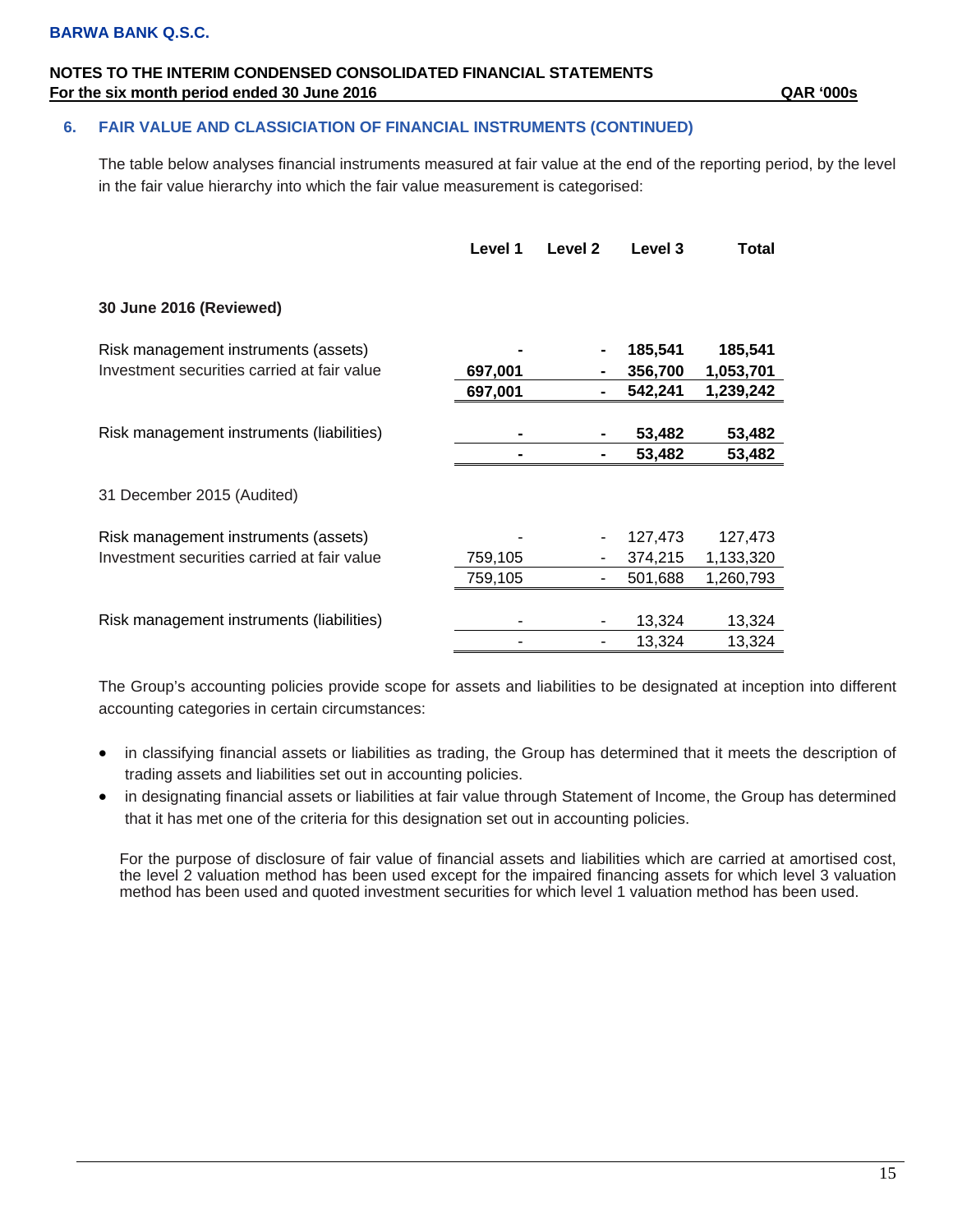## 6. FAIR VALUE AND CLASSICIATION OF FINANCIAL INSTRUMENTS (CONTINUED)

The table below analyses financial instruments measured at fair value at the end of the reporting period, by the level in the fair value hierarchy into which the fair value measurement is categorised:

| | Level 1 | Level 2 | Level 3 | Total |
|---|---|---|---|---|
| **30 June 2016 (Reviewed)** | | | | |
| Risk management instruments (assets) | **-** | **-** | **185,541** | **185,541** |
| Investment securities carried at fair value | **697,001** | **-** | **356,700** | **1,053,701** |
| | **697,001** | **-** | **542,241** | **1,239,242** |
| Risk management instruments (liabilities) | **-** | **-** | **53,482** | **53,482** |
| | **-** | **-** | **53,482** | **53,482** |
| 31 December 2015 (Audited) | | | | |
| Risk management instruments (assets) | - | - | 127,473 | 127,473 |
| Investment securities carried at fair value | 759,105 | - | 374,215 | 1,133,320 |
| | 759,105 | - | 501,688 | 1,260,793 |
| Risk management instruments (liabilities) | - | - | 13,324 | 13,324 |
| | - | - | 13,324 | 13,324 |

The Group's accounting policies provide scope for assets and liabilities to be designated at inception into different accounting categories in certain circumstances:

- in classifying financial assets or liabilities as trading, the Group has determined that it meets the description of trading assets and liabilities set out in accounting policies.
- in designating financial assets or liabilities at fair value through Statement of Income, the Group has determined that it has met one of the criteria for this designation set out in accounting policies.

For the purpose of disclosure of fair value of financial assets and liabilities which are carried at amortised cost, the level 2 valuation method has been used except for the impaired financing assets for which level 3 valuation method has been used and quoted investment securities for which level 1 valuation method has been used.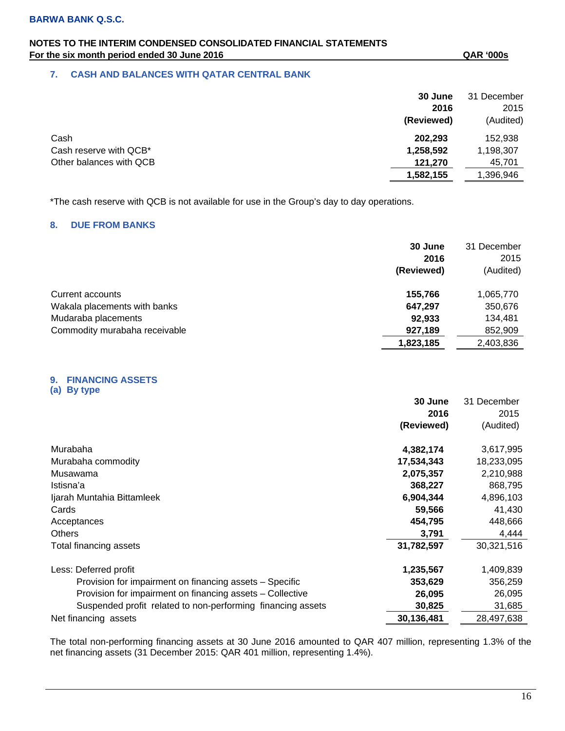**BARWA BANK Q.S.C.**

**NOTES TO THE INTERIM CONDENSED CONSOLIDATED FINANCIAL STATEMENTS**
**For the six month period ended 30 June 2016** **QAR '000s**

## 7. CASH AND BALANCES WITH QATAR CENTRAL BANK

| | **30 June 2016 (Reviewed)** | 31 December 2015 (Audited) |
|---|---|---|
| Cash | **202,293** | 152,938 |
| Cash reserve with QCB* | **1,258,592** | 1,198,307 |
| Other balances with QCB | **121,270** | 45,701 |
| | **1,582,155** | 1,396,946 |

*The cash reserve with QCB is not available for use in the Group's day to day operations.

## 8. DUE FROM BANKS

| | **30 June 2016 (Reviewed)** | 31 December 2015 (Audited) |
|---|---|---|
| Current accounts | **155,766** | 1,065,770 |
| Wakala placements with banks | **647,297** | 350,676 |
| Mudaraba placements | **92,933** | 134,481 |
| Commodity murabaha receivable | **927,189** | 852,909 |
| | **1,823,185** | 2,403,836 |

## 9. FINANCING ASSETS

### (a) By type

| | **30 June 2016 (Reviewed)** | 31 December 2015 (Audited) |
|---|---|---|
| Murabaha | **4,382,174** | 3,617,995 |
| Murabaha commodity | **17,534,343** | 18,233,095 |
| Musawama | **2,075,357** | 2,210,988 |
| Istisna'a | **368,227** | 868,795 |
| Ijarah Muntahia Bittamleek | **6,904,344** | 4,896,103 |
| Cards | **59,566** | 41,430 |
| Acceptances | **454,795** | 448,666 |
| Others | **3,791** | 4,444 |
| Total financing assets | **31,782,597** | 30,321,516 |
| Less: Deferred profit | **1,235,567** | 1,409,839 |
| Provision for impairment on financing assets – Specific | **353,629** | 356,259 |
| Provision for impairment on financing assets – Collective | **26,095** | 26,095 |
| Suspended profit related to non-performing financing assets | **30,825** | 31,685 |
| Net financing assets | **30,136,481** | 28,497,638 |

The total non-performing financing assets at 30 June 2016 amounted to QAR 407 million, representing 1.3% of the net financing assets (31 December 2015: QAR 401 million, representing 1.4%).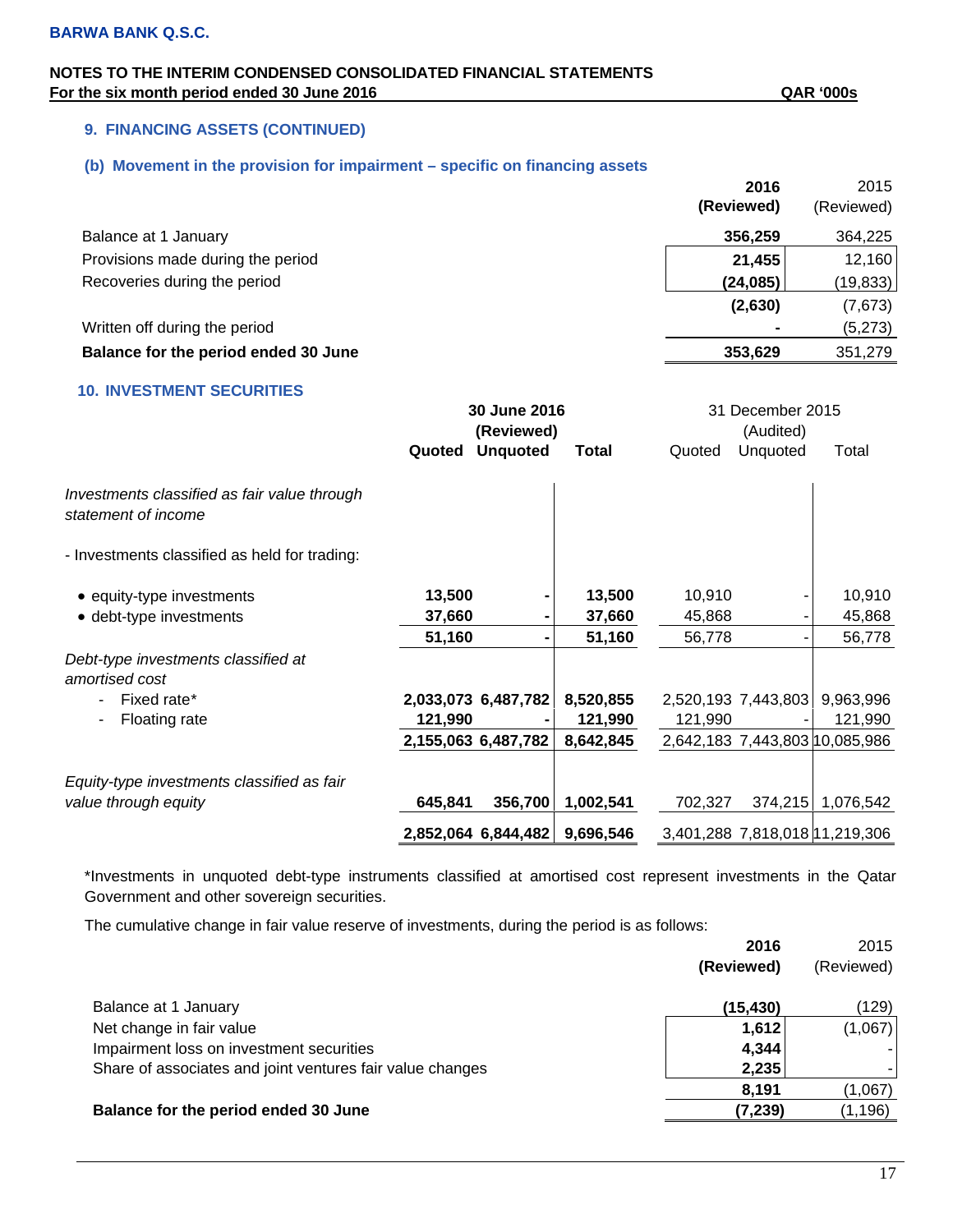BARWA BANK Q.S.C.

NOTES TO THE INTERIM CONDENSED CONSOLIDATED FINANCIAL STATEMENTS
For the six month period ended 30 June 2016 QAR '000s

### 9. FINANCING ASSETS (CONTINUED)

#### (b) Movement in the provision for impairment – specific on financing assets

| | 2016 (Reviewed) | 2015 (Reviewed) |
|---|---|---|
| Balance at 1 January | 356,259 | 364,225 |
| Provisions made during the period | 21,455 | 12,160 |
| Recoveries during the period | (24,085) | (19,833) |
| | (2,630) | (7,673) |
| Written off during the period | - | (5,273) |
| **Balance for the period ended 30 June** | **353,629** | **351,279** |

### 10. INVESTMENT SECURITIES

| | 30 June 2016 (Reviewed) | | | 31 December 2015 (Audited) | | |
|---|---|---|---|---|---|---|
| | Quoted | Unquoted | Total | Quoted | Unquoted | Total |
| *Investments classified as fair value through statement of income* | | | | | | |
| - Investments classified as held for trading: | | | | | | |
| • equity-type investments | 13,500 | - | 13,500 | 10,910 | - | 10,910 |
| • debt-type investments | 37,660 | - | 37,660 | 45,868 | - | 45,868 |
| | 51,160 | - | 51,160 | 56,778 | - | 56,778 |
| *Debt-type investments classified at amortised cost* | | | | | | |
| - Fixed rate* | 2,033,073 | 6,487,782 | 8,520,855 | 2,520,193 | 7,443,803 | 9,963,996 |
| - Floating rate | 121,990 | - | 121,990 | 121,990 | - | 121,990 |
| | 2,155,063 | 6,487,782 | 8,642,845 | 2,642,183 | 7,443,803 | 10,085,986 |
| *Equity-type investments classified as fair value through equity* | 645,841 | 356,700 | 1,002,541 | 702,327 | 374,215 | 1,076,542 |
| | 2,852,064 | 6,844,482 | 9,696,546 | 3,401,288 | 7,818,018 | 11,219,306 |

*Investments in unquoted debt-type instruments classified at amortised cost represent investments in the Qatar Government and other sovereign securities.

The cumulative change in fair value reserve of investments, during the period is as follows:

| | 2016 (Reviewed) | 2015 (Reviewed) |
|---|---|---|
| Balance at 1 January | (15,430) | (129) |
| Net change in fair value | 1,612 | (1,067) |
| Impairment loss on investment securities | 4,344 | - |
| Share of associates and joint ventures fair value changes | 2,235 | - |
| | 8,191 | (1,067) |
| **Balance for the period ended 30 June** | **(7,239)** | **(1,196)** |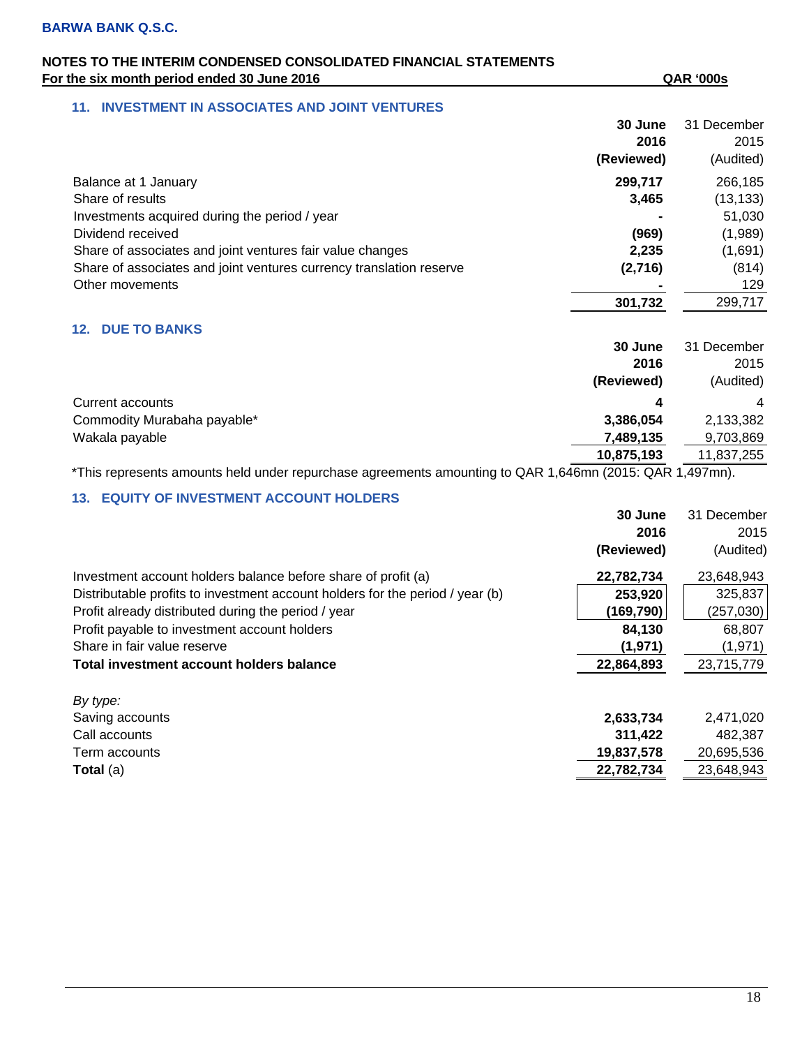**BARWA BANK Q.S.C.**

**NOTES TO THE INTERIM CONDENSED CONSOLIDATED FINANCIAL STATEMENTS**
**For the six month period ended 30 June 2016** **QAR '000s**

## 11. INVESTMENT IN ASSOCIATES AND JOINT VENTURES

| | 30 June 2016 (Reviewed) | 31 December 2015 (Audited) |
|---|---|---|
| Balance at 1 January | 299,717 | 266,185 |
| Share of results | 3,465 | (13,133) |
| Investments acquired during the period / year | - | 51,030 |
| Dividend received | (969) | (1,989) |
| Share of associates and joint ventures fair value changes | 2,235 | (1,691) |
| Share of associates and joint ventures currency translation reserve | (2,716) | (814) |
| Other movements | - | 129 |
| | 301,732 | 299,717 |

## 12. DUE TO BANKS

| | 30 June 2016 (Reviewed) | 31 December 2015 (Audited) |
|---|---|---|
| Current accounts | 4 | 4 |
| Commodity Murabaha payable* | 3,386,054 | 2,133,382 |
| Wakala payable | 7,489,135 | 9,703,869 |
| | 10,875,193 | 11,837,255 |

*This represents amounts held under repurchase agreements amounting to QAR 1,646mn (2015: QAR 1,497mn).

## 13. EQUITY OF INVESTMENT ACCOUNT HOLDERS

| | 30 June 2016 (Reviewed) | 31 December 2015 (Audited) |
|---|---|---|
| Investment account holders balance before share of profit (a) | 22,782,734 | 23,648,943 |
| Distributable profits to investment account holders for the period / year (b) | 253,920 | 325,837 |
| Profit already distributed during the period / year | (169,790) | (257,030) |
| Profit payable to investment account holders | 84,130 | 68,807 |
| Share in fair value reserve | (1,971) | (1,971) |
| **Total investment account holders balance** | 22,864,893 | 23,715,779 |
| *By type:* | | |
| Saving accounts | 2,633,734 | 2,471,020 |
| Call accounts | 311,422 | 482,387 |
| Term accounts | 19,837,578 | 20,695,536 |
| **Total** (a) | 22,782,734 | 23,648,943 |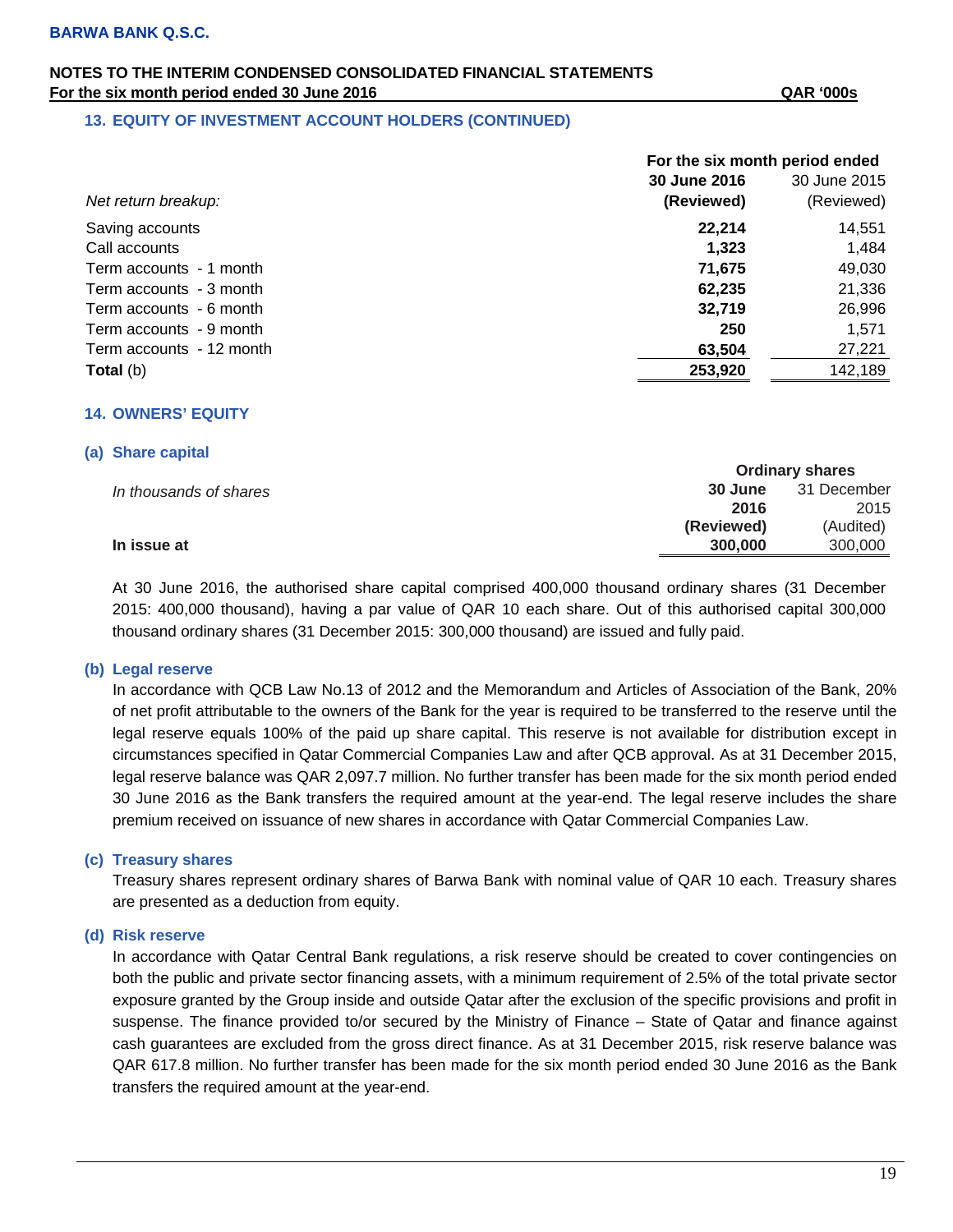BARWA BANK Q.S.C.

NOTES TO THE INTERIM CONDENSED CONSOLIDATED FINANCIAL STATEMENTS
For the six month period ended 30 June 2016 — QAR '000s

## 13. EQUITY OF INVESTMENT ACCOUNT HOLDERS (CONTINUED)

| | For the six month period ended | |
|---|---|---|
| *Net return breakup:* | **30 June 2016 (Reviewed)** | 30 June 2015 (Reviewed) |
| Saving accounts | **22,214** | 14,551 |
| Call accounts | **1,323** | 1,484 |
| Term accounts - 1 month | **71,675** | 49,030 |
| Term accounts - 3 month | **62,235** | 21,336 |
| Term accounts - 6 month | **32,719** | 26,996 |
| Term accounts - 9 month | **250** | 1,571 |
| Term accounts - 12 month | **63,504** | 27,221 |
| **Total** (b) | **253,920** | 142,189 |

## 14. OWNERS' EQUITY

### (a) Share capital

| | Ordinary shares | |
|---|---|---|
| *In thousands of shares* | **30 June 2016 (Reviewed)** | 31 December 2015 (Audited) |
| **In issue at** | **300,000** | 300,000 |

At 30 June 2016, the authorised share capital comprised 400,000 thousand ordinary shares (31 December 2015: 400,000 thousand), having a par value of QAR 10 each share. Out of this authorised capital 300,000 thousand ordinary shares (31 December 2015: 300,000 thousand) are issued and fully paid.

### (b) Legal reserve

In accordance with QCB Law No.13 of 2012 and the Memorandum and Articles of Association of the Bank, 20% of net profit attributable to the owners of the Bank for the year is required to be transferred to the reserve until the legal reserve equals 100% of the paid up share capital. This reserve is not available for distribution except in circumstances specified in Qatar Commercial Companies Law and after QCB approval. As at 31 December 2015, legal reserve balance was QAR 2,097.7 million. No further transfer has been made for the six month period ended 30 June 2016 as the Bank transfers the required amount at the year-end. The legal reserve includes the share premium received on issuance of new shares in accordance with Qatar Commercial Companies Law.

### (c) Treasury shares

Treasury shares represent ordinary shares of Barwa Bank with nominal value of QAR 10 each. Treasury shares are presented as a deduction from equity.

### (d) Risk reserve

In accordance with Qatar Central Bank regulations, a risk reserve should be created to cover contingencies on both the public and private sector financing assets, with a minimum requirement of 2.5% of the total private sector exposure granted by the Group inside and outside Qatar after the exclusion of the specific provisions and profit in suspense. The finance provided to/or secured by the Ministry of Finance – State of Qatar and finance against cash guarantees are excluded from the gross direct finance. As at 31 December 2015, risk reserve balance was QAR 617.8 million. No further transfer has been made for the six month period ended 30 June 2016 as the Bank transfers the required amount at the year-end.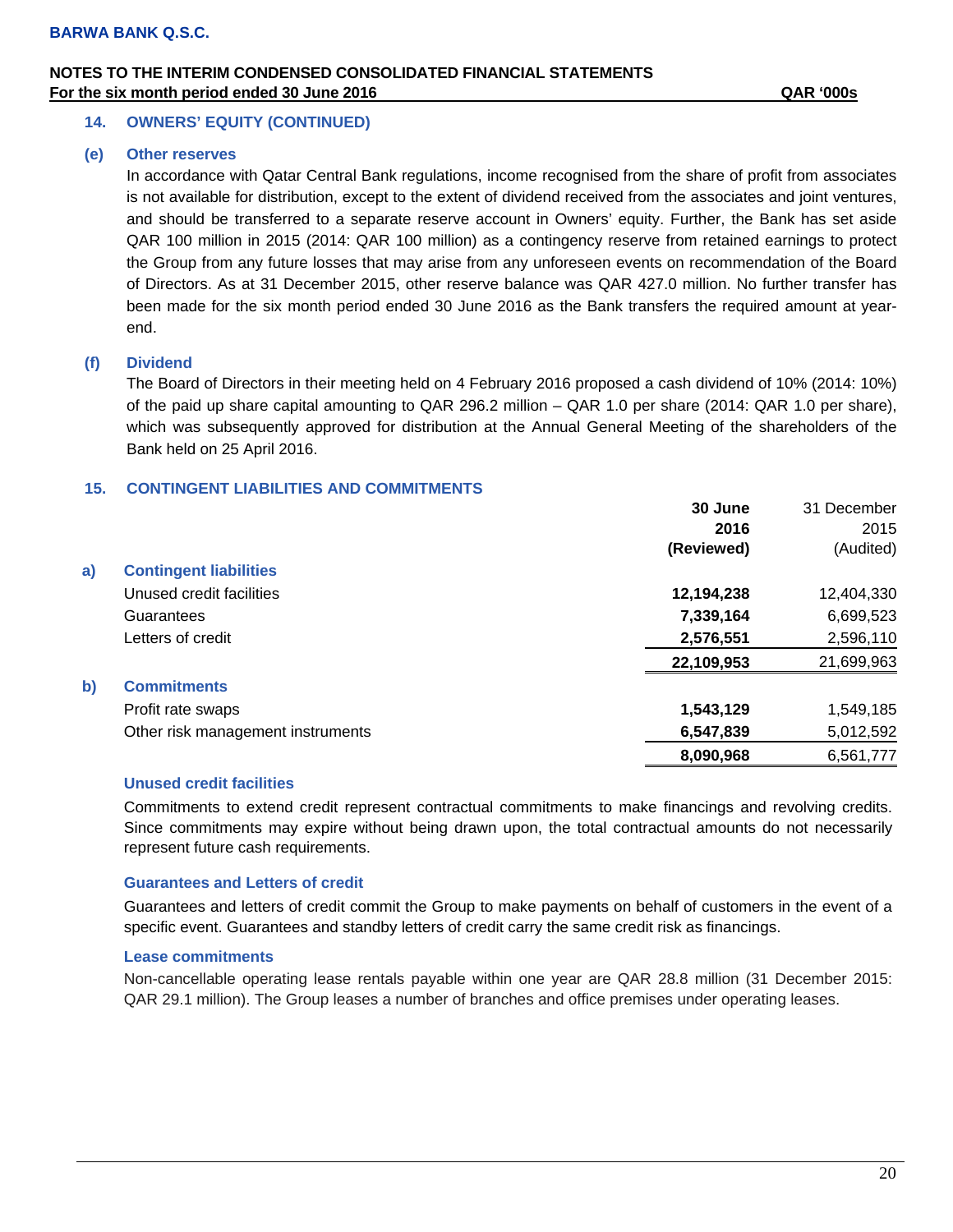**BARWA BANK Q.S.C.**

**NOTES TO THE INTERIM CONDENSED CONSOLIDATED FINANCIAL STATEMENTS**
**For the six month period ended 30 June 2016** **QAR '000s**

## 14. OWNERS' EQUITY (CONTINUED)

### (e) Other reserves

In accordance with Qatar Central Bank regulations, income recognised from the share of profit from associates is not available for distribution, except to the extent of dividend received from the associates and joint ventures, and should be transferred to a separate reserve account in Owners' equity. Further, the Bank has set aside QAR 100 million in 2015 (2014: QAR 100 million) as a contingency reserve from retained earnings to protect the Group from any future losses that may arise from any unforeseen events on recommendation of the Board of Directors. As at 31 December 2015, other reserve balance was QAR 427.0 million. No further transfer has been made for the six month period ended 30 June 2016 as the Bank transfers the required amount at year-end.

### (f) Dividend

The Board of Directors in their meeting held on 4 February 2016 proposed a cash dividend of 10% (2014: 10%) of the paid up share capital amounting to QAR 296.2 million – QAR 1.0 per share (2014: QAR 1.0 per share), which was subsequently approved for distribution at the Annual General Meeting of the shareholders of the Bank held on 25 April 2016.

## 15. CONTINGENT LIABILITIES AND COMMITMENTS

| | | **30 June 2016 (Reviewed)** | 31 December 2015 (Audited) |
|---|---|---|---|
| **a)** | **Contingent liabilities** | | |
| | Unused credit facilities | **12,194,238** | 12,404,330 |
| | Guarantees | **7,339,164** | 6,699,523 |
| | Letters of credit | **2,576,551** | 2,596,110 |
| | | **22,109,953** | 21,699,963 |
| **b)** | **Commitments** | | |
| | Profit rate swaps | **1,543,129** | 1,549,185 |
| | Other risk management instruments | **6,547,839** | 5,012,592 |
| | | **8,090,968** | 6,561,777 |

### Unused credit facilities

Commitments to extend credit represent contractual commitments to make financings and revolving credits. Since commitments may expire without being drawn upon, the total contractual amounts do not necessarily represent future cash requirements.

### Guarantees and Letters of credit

Guarantees and letters of credit commit the Group to make payments on behalf of customers in the event of a specific event. Guarantees and standby letters of credit carry the same credit risk as financings.

### Lease commitments

Non-cancellable operating lease rentals payable within one year are QAR 28.8 million (31 December 2015: QAR 29.1 million). The Group leases a number of branches and office premises under operating leases.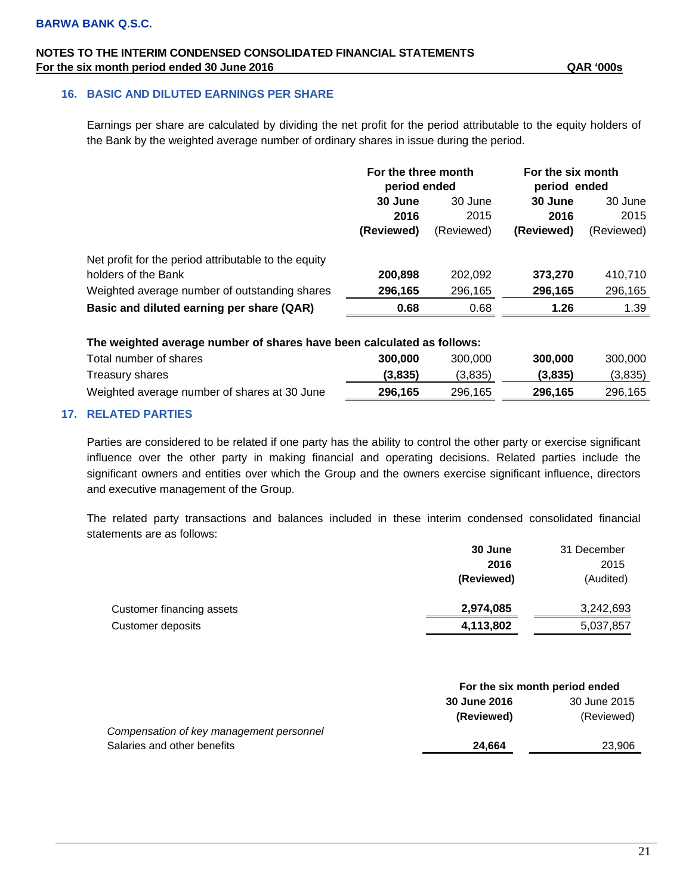**BARWA BANK Q.S.C.**

**NOTES TO THE INTERIM CONDENSED CONSOLIDATED FINANCIAL STATEMENTS**
**For the six month period ended 30 June 2016** **QAR '000s**

## 16. BASIC AND DILUTED EARNINGS PER SHARE

Earnings per share are calculated by dividing the net profit for the period attributable to the equity holders of the Bank by the weighted average number of ordinary shares in issue during the period.

| | For the three month period ended | | For the six month period ended | |
|---|---|---|---|---|
| | **30 June 2016 (Reviewed)** | 30 June 2015 (Reviewed) | **30 June 2016 (Reviewed)** | 30 June 2015 (Reviewed) |
| Net profit for the period attributable to the equity holders of the Bank | **200,898** | 202,092 | **373,270** | 410,710 |
| Weighted average number of outstanding shares | **296,165** | 296,165 | **296,165** | 296,165 |
| **Basic and diluted earning per share (QAR)** | **0.68** | 0.68 | **1.26** | 1.39 |
| **The weighted average number of shares have been calculated as follows:** | | | | |
| Total number of shares | **300,000** | 300,000 | **300,000** | 300,000 |
| Treasury shares | **(3,835)** | (3,835) | **(3,835)** | (3,835) |
| Weighted average number of shares at 30 June | **296,165** | 296,165 | **296,165** | 296,165 |

## 17. RELATED PARTIES

Parties are considered to be related if one party has the ability to control the other party or exercise significant influence over the other party in making financial and operating decisions. Related parties include the significant owners and entities over which the Group and the owners exercise significant influence, directors and executive management of the Group.

The related party transactions and balances included in these interim condensed consolidated financial statements are as follows:

| | **30 June 2016 (Reviewed)** | 31 December 2015 (Audited) |
|---|---|---|
| Customer financing assets | **2,974,085** | 3,242,693 |
| Customer deposits | **4,113,802** | 5,037,857 |

| | For the six month period ended | |
|---|---|---|
| | **30 June 2016 (Reviewed)** | 30 June 2015 (Reviewed) |
| *Compensation of key management personnel* | | |
| Salaries and other benefits | **24,664** | 23,906 |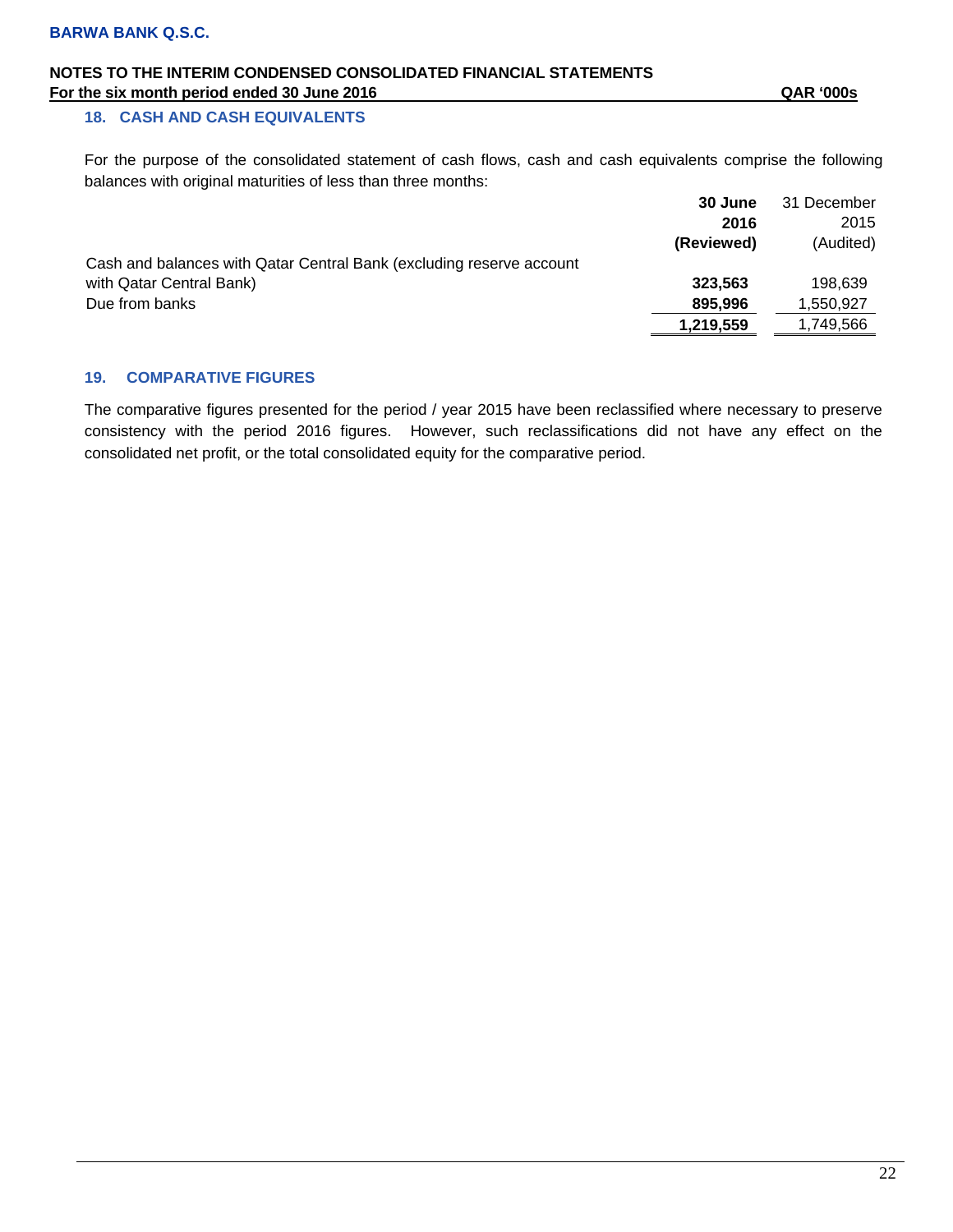## 18. CASH AND CASH EQUIVALENTS

For the purpose of the consolidated statement of cash flows, cash and cash equivalents comprise the following balances with original maturities of less than three months:

| | 30 June 2016 (Reviewed) | 31 December 2015 (Audited) |
|---|---|---|
| Cash and balances with Qatar Central Bank (excluding reserve account with Qatar Central Bank) | **323,563** | 198,639 |
| Due from banks | **895,996** | 1,550,927 |
| | **1,219,559** | 1,749,566 |

## 19. COMPARATIVE FIGURES

The comparative figures presented for the period / year 2015 have been reclassified where necessary to preserve consistency with the period 2016 figures. However, such reclassifications did not have any effect on the consolidated net profit, or the total consolidated equity for the comparative period.